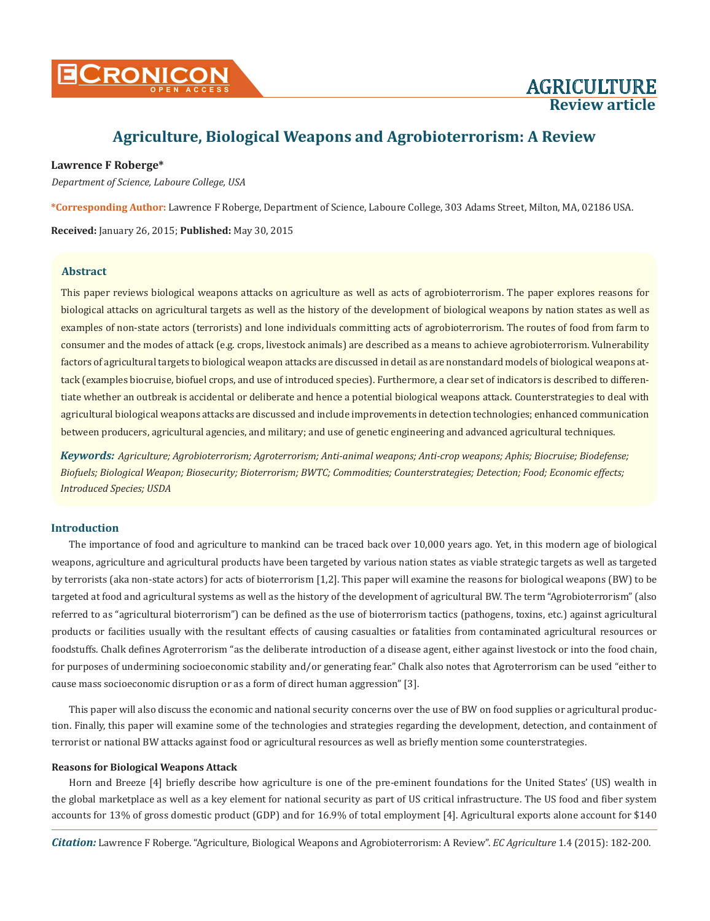# Agriculture, Biological Weapons and Agrobioterrorism: A Review

**Lawrence F Roberge***

*Department of Science, Laboure College, USA*

***Corresponding Author:** Lawrence F Roberge, Department of Science, Laboure College, 303 Adams Street, Milton, MA, 02186 USA.

**Received:** January 26, 2015; **Published:** May 30, 2015

## Abstract

This paper reviews biological weapons attacks on agriculture as well as acts of agrobioterrorism. The paper explores reasons for biological attacks on agricultural targets as well as the history of the development of biological weapons by nation states as well as examples of non-state actors (terrorists) and lone individuals committing acts of agrobioterrorism. The routes of food from farm to consumer and the modes of attack (e.g. crops, livestock animals) are described as a means to achieve agrobioterrorism. Vulnerability factors of agricultural targets to biological weapon attacks are discussed in detail as are nonstandard models of biological weapons attack (examples biocruise, biofuel crops, and use of introduced species). Furthermore, a clear set of indicators is described to differentiate whether an outbreak is accidental or deliberate and hence a potential biological weapons attack. Counterstrategies to deal with agricultural biological weapons attacks are discussed and include improvements in detection technologies; enhanced communication between producers, agricultural agencies, and military; and use of genetic engineering and advanced agricultural techniques.

***Keywords:*** *Agriculture; Agrobioterrorism; Agroterrorism; Anti-animal weapons; Anti-crop weapons; Aphis; Biocruise; Biodefense; Biofuels; Biological Weapon; Biosecurity; Bioterrorism; BWTC; Commodities; Counterstrategies; Detection; Food; Economic effects; Introduced Species; USDA*

## Introduction

The importance of food and agriculture to mankind can be traced back over 10,000 years ago. Yet, in this modern age of biological weapons, agriculture and agricultural products have been targeted by various nation states as viable strategic targets as well as targeted by terrorists (aka non-state actors) for acts of bioterrorism [1,2]. This paper will examine the reasons for biological weapons (BW) to be targeted at food and agricultural systems as well as the history of the development of agricultural BW. The term "Agrobioterrorism" (also referred to as "agricultural bioterrorism") can be defined as the use of bioterrorism tactics (pathogens, toxins, etc.) against agricultural products or facilities usually with the resultant effects of causing casualties or fatalities from contaminated agricultural resources or foodstuffs. Chalk defines Agroterrorism "as the deliberate introduction of a disease agent, either against livestock or into the food chain, for purposes of undermining socioeconomic stability and/or generating fear." Chalk also notes that Agroterrorism can be used "either to cause mass socioeconomic disruption or as a form of direct human aggression" [3].

This paper will also discuss the economic and national security concerns over the use of BW on food supplies or agricultural production. Finally, this paper will examine some of the technologies and strategies regarding the development, detection, and containment of terrorist or national BW attacks against food or agricultural resources as well as briefly mention some counterstrategies.

### Reasons for Biological Weapons Attack

Horn and Breeze [4] briefly describe how agriculture is one of the pre-eminent foundations for the United States' (US) wealth in the global marketplace as well as a key element for national security as part of US critical infrastructure. The US food and fiber system accounts for 13% of gross domestic product (GDP) and for 16.9% of total employment [4]. Agricultural exports alone account for $140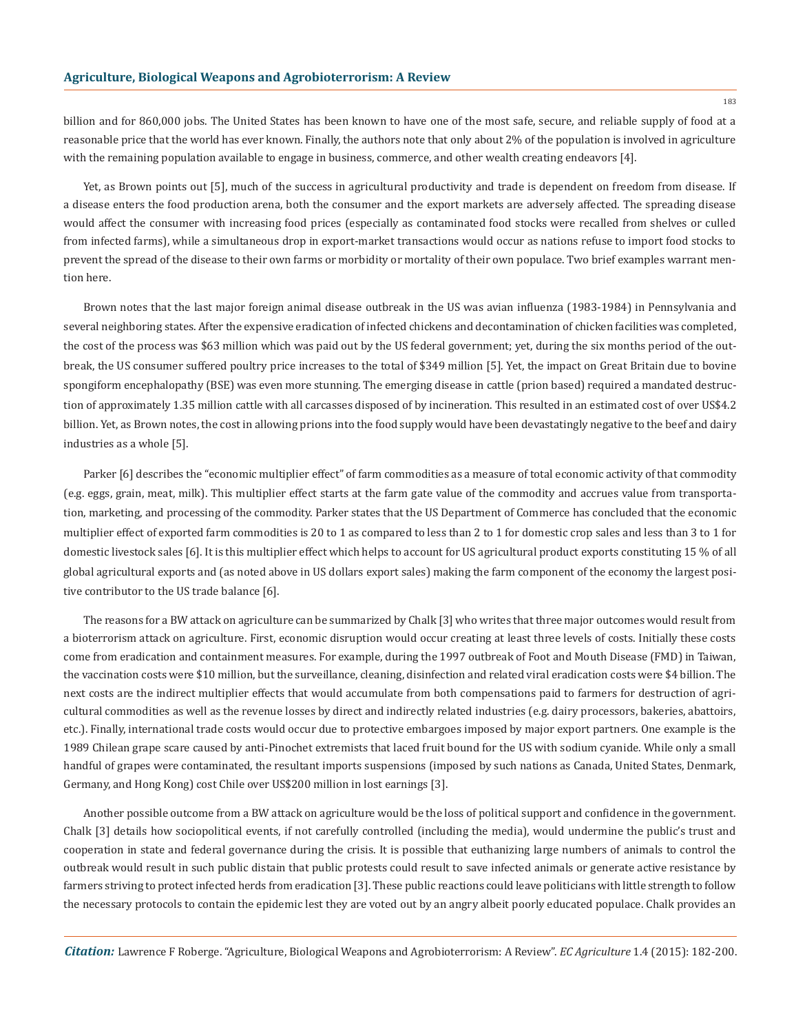billion and for 860,000 jobs. The United States has been known to have one of the most safe, secure, and reliable supply of food at a reasonable price that the world has ever known. Finally, the authors note that only about 2% of the population is involved in agriculture with the remaining population available to engage in business, commerce, and other wealth creating endeavors [4].

Yet, as Brown points out [5], much of the success in agricultural productivity and trade is dependent on freedom from disease. If a disease enters the food production arena, both the consumer and the export markets are adversely affected. The spreading disease would affect the consumer with increasing food prices (especially as contaminated food stocks were recalled from shelves or culled from infected farms), while a simultaneous drop in export-market transactions would occur as nations refuse to import food stocks to prevent the spread of the disease to their own farms or morbidity or mortality of their own populace. Two brief examples warrant mention here.

Brown notes that the last major foreign animal disease outbreak in the US was avian influenza (1983-1984) in Pennsylvania and several neighboring states. After the expensive eradication of infected chickens and decontamination of chicken facilities was completed, the cost of the process was $63 million which was paid out by the US federal government; yet, during the six months period of the outbreak, the US consumer suffered poultry price increases to the total of $349 million [5]. Yet, the impact on Great Britain due to bovine spongiform encephalopathy (BSE) was even more stunning. The emerging disease in cattle (prion based) required a mandated destruction of approximately 1.35 million cattle with all carcasses disposed of by incineration. This resulted in an estimated cost of over US$4.2 billion. Yet, as Brown notes, the cost in allowing prions into the food supply would have been devastatingly negative to the beef and dairy industries as a whole [5].

Parker [6] describes the "economic multiplier effect" of farm commodities as a measure of total economic activity of that commodity (e.g. eggs, grain, meat, milk). This multiplier effect starts at the farm gate value of the commodity and accrues value from transportation, marketing, and processing of the commodity. Parker states that the US Department of Commerce has concluded that the economic multiplier effect of exported farm commodities is 20 to 1 as compared to less than 2 to 1 for domestic crop sales and less than 3 to 1 for domestic livestock sales [6]. It is this multiplier effect which helps to account for US agricultural product exports constituting 15 % of all global agricultural exports and (as noted above in US dollars export sales) making the farm component of the economy the largest positive contributor to the US trade balance [6].

The reasons for a BW attack on agriculture can be summarized by Chalk [3] who writes that three major outcomes would result from a bioterrorism attack on agriculture. First, economic disruption would occur creating at least three levels of costs. Initially these costs come from eradication and containment measures. For example, during the 1997 outbreak of Foot and Mouth Disease (FMD) in Taiwan, the vaccination costs were $10 million, but the surveillance, cleaning, disinfection and related viral eradication costs were $4 billion. The next costs are the indirect multiplier effects that would accumulate from both compensations paid to farmers for destruction of agricultural commodities as well as the revenue losses by direct and indirectly related industries (e.g. dairy processors, bakeries, abattoirs, etc.). Finally, international trade costs would occur due to protective embargoes imposed by major export partners. One example is the 1989 Chilean grape scare caused by anti-Pinochet extremists that laced fruit bound for the US with sodium cyanide. While only a small handful of grapes were contaminated, the resultant imports suspensions (imposed by such nations as Canada, United States, Denmark, Germany, and Hong Kong) cost Chile over US$200 million in lost earnings [3].

Another possible outcome from a BW attack on agriculture would be the loss of political support and confidence in the government. Chalk [3] details how sociopolitical events, if not carefully controlled (including the media), would undermine the public's trust and cooperation in state and federal governance during the crisis. It is possible that euthanizing large numbers of animals to control the outbreak would result in such public distain that public protests could result to save infected animals or generate active resistance by farmers striving to protect infected herds from eradication [3]. These public reactions could leave politicians with little strength to follow the necessary protocols to contain the epidemic lest they are voted out by an angry albeit poorly educated populace. Chalk provides an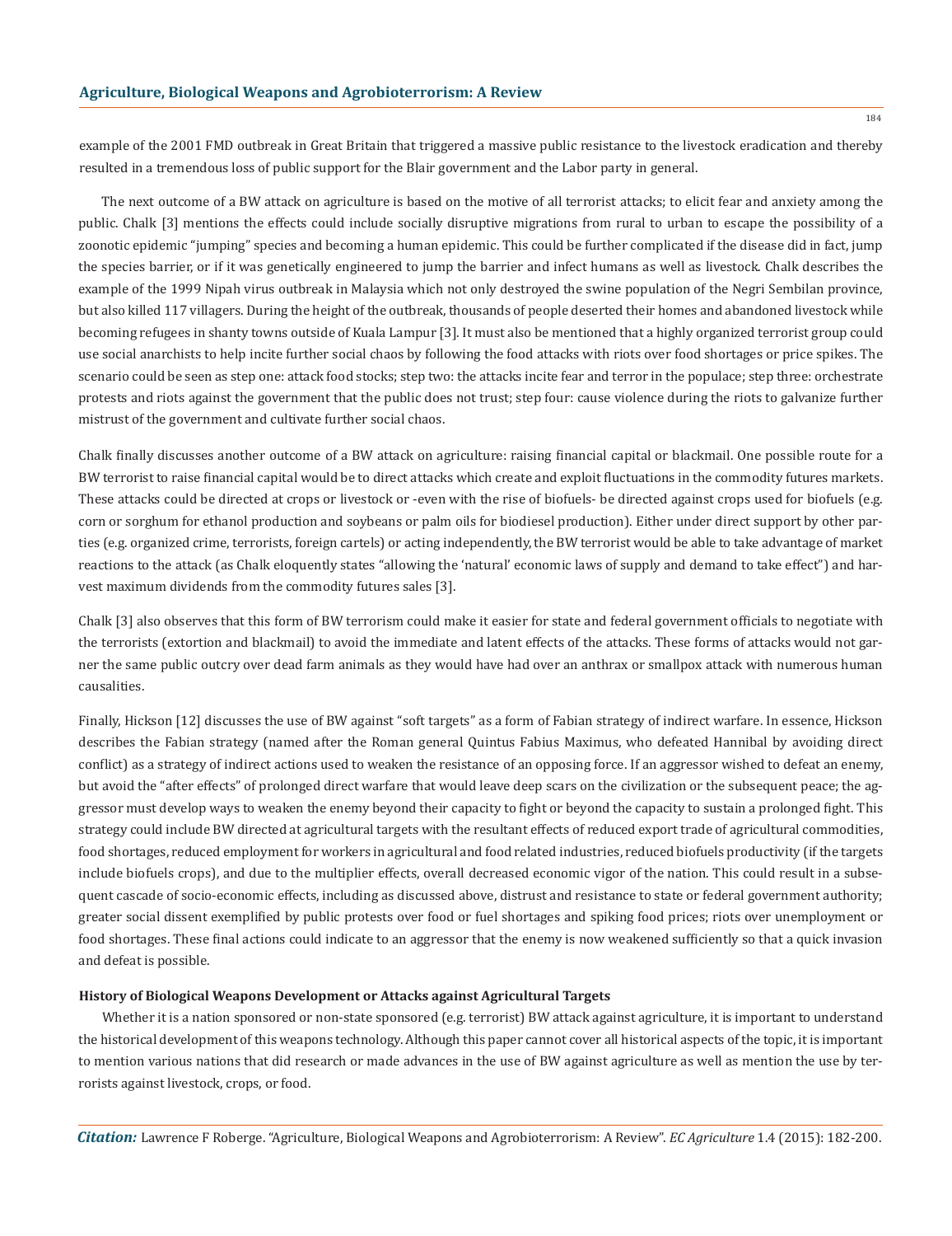example of the 2001 FMD outbreak in Great Britain that triggered a massive public resistance to the livestock eradication and thereby resulted in a tremendous loss of public support for the Blair government and the Labor party in general.

The next outcome of a BW attack on agriculture is based on the motive of all terrorist attacks; to elicit fear and anxiety among the public. Chalk [3] mentions the effects could include socially disruptive migrations from rural to urban to escape the possibility of a zoonotic epidemic "jumping" species and becoming a human epidemic. This could be further complicated if the disease did in fact, jump the species barrier, or if it was genetically engineered to jump the barrier and infect humans as well as livestock. Chalk describes the example of the 1999 Nipah virus outbreak in Malaysia which not only destroyed the swine population of the Negri Sembilan province, but also killed 117 villagers. During the height of the outbreak, thousands of people deserted their homes and abandoned livestock while becoming refugees in shanty towns outside of Kuala Lampur [3]. It must also be mentioned that a highly organized terrorist group could use social anarchists to help incite further social chaos by following the food attacks with riots over food shortages or price spikes. The scenario could be seen as step one: attack food stocks; step two: the attacks incite fear and terror in the populace; step three: orchestrate protests and riots against the government that the public does not trust; step four: cause violence during the riots to galvanize further mistrust of the government and cultivate further social chaos.

Chalk finally discusses another outcome of a BW attack on agriculture: raising financial capital or blackmail. One possible route for a BW terrorist to raise financial capital would be to direct attacks which create and exploit fluctuations in the commodity futures markets. These attacks could be directed at crops or livestock or -even with the rise of biofuels- be directed against crops used for biofuels (e.g. corn or sorghum for ethanol production and soybeans or palm oils for biodiesel production). Either under direct support by other parties (e.g. organized crime, terrorists, foreign cartels) or acting independently, the BW terrorist would be able to take advantage of market reactions to the attack (as Chalk eloquently states "allowing the 'natural' economic laws of supply and demand to take effect") and harvest maximum dividends from the commodity futures sales [3].

Chalk [3] also observes that this form of BW terrorism could make it easier for state and federal government officials to negotiate with the terrorists (extortion and blackmail) to avoid the immediate and latent effects of the attacks. These forms of attacks would not garner the same public outcry over dead farm animals as they would have had over an anthrax or smallpox attack with numerous human causalities.

Finally, Hickson [12] discusses the use of BW against "soft targets" as a form of Fabian strategy of indirect warfare. In essence, Hickson describes the Fabian strategy (named after the Roman general Quintus Fabius Maximus, who defeated Hannibal by avoiding direct conflict) as a strategy of indirect actions used to weaken the resistance of an opposing force. If an aggressor wished to defeat an enemy, but avoid the "after effects" of prolonged direct warfare that would leave deep scars on the civilization or the subsequent peace; the aggressor must develop ways to weaken the enemy beyond their capacity to fight or beyond the capacity to sustain a prolonged fight. This strategy could include BW directed at agricultural targets with the resultant effects of reduced export trade of agricultural commodities, food shortages, reduced employment for workers in agricultural and food related industries, reduced biofuels productivity (if the targets include biofuels crops), and due to the multiplier effects, overall decreased economic vigor of the nation. This could result in a subsequent cascade of socio-economic effects, including as discussed above, distrust and resistance to state or federal government authority; greater social dissent exemplified by public protests over food or fuel shortages and spiking food prices; riots over unemployment or food shortages. These final actions could indicate to an aggressor that the enemy is now weakened sufficiently so that a quick invasion and defeat is possible.

**History of Biological Weapons Development or Attacks against Agricultural Targets**

Whether it is a nation sponsored or non-state sponsored (e.g. terrorist) BW attack against agriculture, it is important to understand the historical development of this weapons technology. Although this paper cannot cover all historical aspects of the topic, it is important to mention various nations that did research or made advances in the use of BW against agriculture as well as mention the use by terrorists against livestock, crops, or food.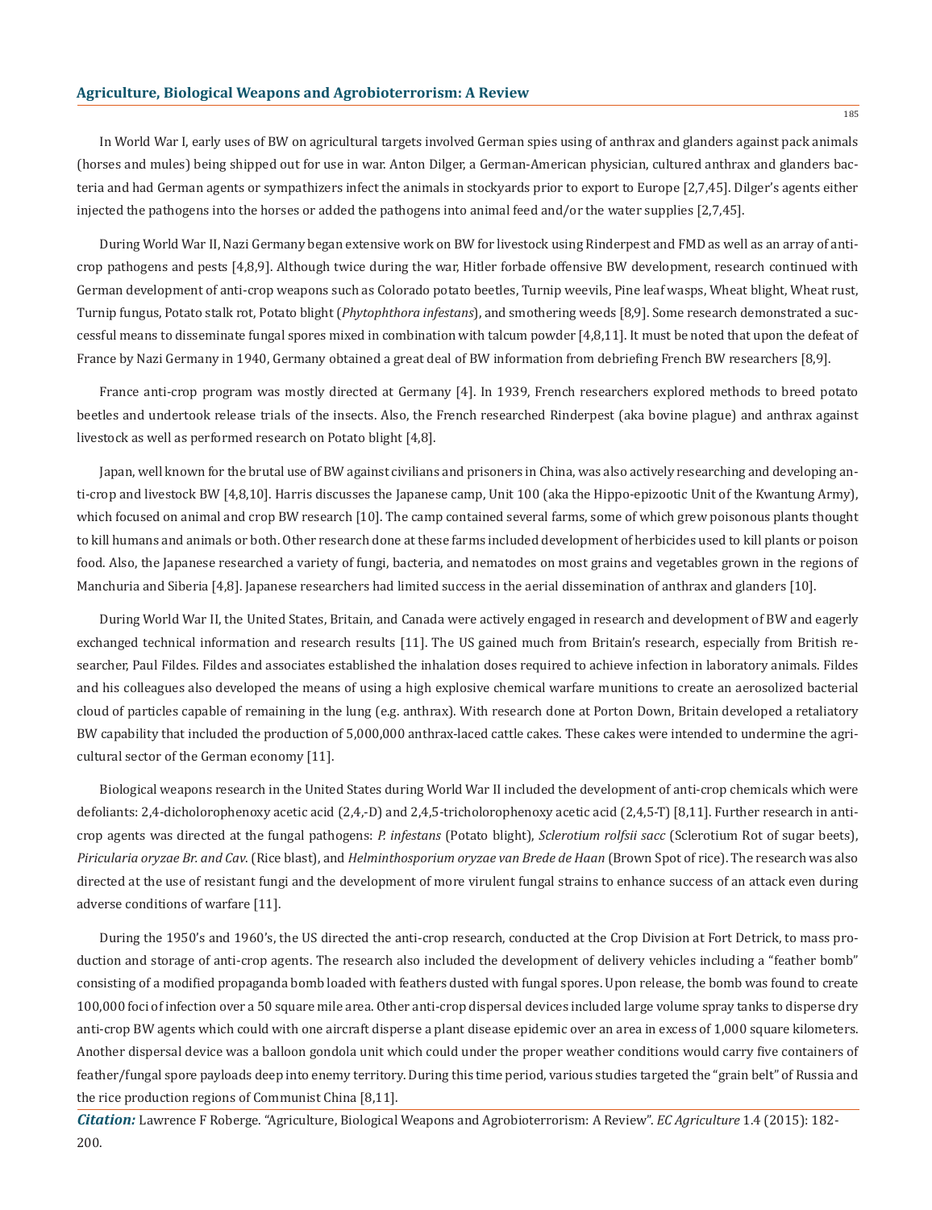In World War I, early uses of BW on agricultural targets involved German spies using of anthrax and glanders against pack animals (horses and mules) being shipped out for use in war. Anton Dilger, a German-American physician, cultured anthrax and glanders bacteria and had German agents or sympathizers infect the animals in stockyards prior to export to Europe [2,7,45]. Dilger's agents either injected the pathogens into the horses or added the pathogens into animal feed and/or the water supplies [2,7,45].

During World War II, Nazi Germany began extensive work on BW for livestock using Rinderpest and FMD as well as an array of anti-crop pathogens and pests [4,8,9]. Although twice during the war, Hitler forbade offensive BW development, research continued with German development of anti-crop weapons such as Colorado potato beetles, Turnip weevils, Pine leaf wasps, Wheat blight, Wheat rust, Turnip fungus, Potato stalk rot, Potato blight (*Phytophthora infestans*), and smothering weeds [8,9]. Some research demonstrated a successful means to disseminate fungal spores mixed in combination with talcum powder [4,8,11]. It must be noted that upon the defeat of France by Nazi Germany in 1940, Germany obtained a great deal of BW information from debriefing French BW researchers [8,9].

France anti-crop program was mostly directed at Germany [4]. In 1939, French researchers explored methods to breed potato beetles and undertook release trials of the insects. Also, the French researched Rinderpest (aka bovine plague) and anthrax against livestock as well as performed research on Potato blight [4,8].

Japan, well known for the brutal use of BW against civilians and prisoners in China, was also actively researching and developing anti-crop and livestock BW [4,8,10]. Harris discusses the Japanese camp, Unit 100 (aka the Hippo-epizootic Unit of the Kwantung Army), which focused on animal and crop BW research [10]. The camp contained several farms, some of which grew poisonous plants thought to kill humans and animals or both. Other research done at these farms included development of herbicides used to kill plants or poison food. Also, the Japanese researched a variety of fungi, bacteria, and nematodes on most grains and vegetables grown in the regions of Manchuria and Siberia [4,8]. Japanese researchers had limited success in the aerial dissemination of anthrax and glanders [10].

During World War II, the United States, Britain, and Canada were actively engaged in research and development of BW and eagerly exchanged technical information and research results [11]. The US gained much from Britain's research, especially from British researcher, Paul Fildes. Fildes and associates established the inhalation doses required to achieve infection in laboratory animals. Fildes and his colleagues also developed the means of using a high explosive chemical warfare munitions to create an aerosolized bacterial cloud of particles capable of remaining in the lung (e.g. anthrax). With research done at Porton Down, Britain developed a retaliatory BW capability that included the production of 5,000,000 anthrax-laced cattle cakes. These cakes were intended to undermine the agricultural sector of the German economy [11].

Biological weapons research in the United States during World War II included the development of anti-crop chemicals which were defoliants: 2,4-dicholorophenoxy acetic acid (2,4,-D) and 2,4,5-tricholorophenoxy acetic acid (2,4,5-T) [8,11]. Further research in anti-crop agents was directed at the fungal pathogens: *P. infestans* (Potato blight), *Sclerotium rolfsii sacc* (Sclerotium Rot of sugar beets), *Piricularia oryzae Br. and Cav.* (Rice blast), and *Helminthosporium oryzae van Brede de Haan* (Brown Spot of rice). The research was also directed at the use of resistant fungi and the development of more virulent fungal strains to enhance success of an attack even during adverse conditions of warfare [11].

During the 1950's and 1960's, the US directed the anti-crop research, conducted at the Crop Division at Fort Detrick, to mass production and storage of anti-crop agents. The research also included the development of delivery vehicles including a "feather bomb" consisting of a modified propaganda bomb loaded with feathers dusted with fungal spores. Upon release, the bomb was found to create 100,000 foci of infection over a 50 square mile area. Other anti-crop dispersal devices included large volume spray tanks to disperse dry anti-crop BW agents which could with one aircraft disperse a plant disease epidemic over an area in excess of 1,000 square kilometers. Another dispersal device was a balloon gondola unit which could under the proper weather conditions would carry five containers of feather/fungal spore payloads deep into enemy territory. During this time period, various studies targeted the "grain belt" of Russia and the rice production regions of Communist China [8,11].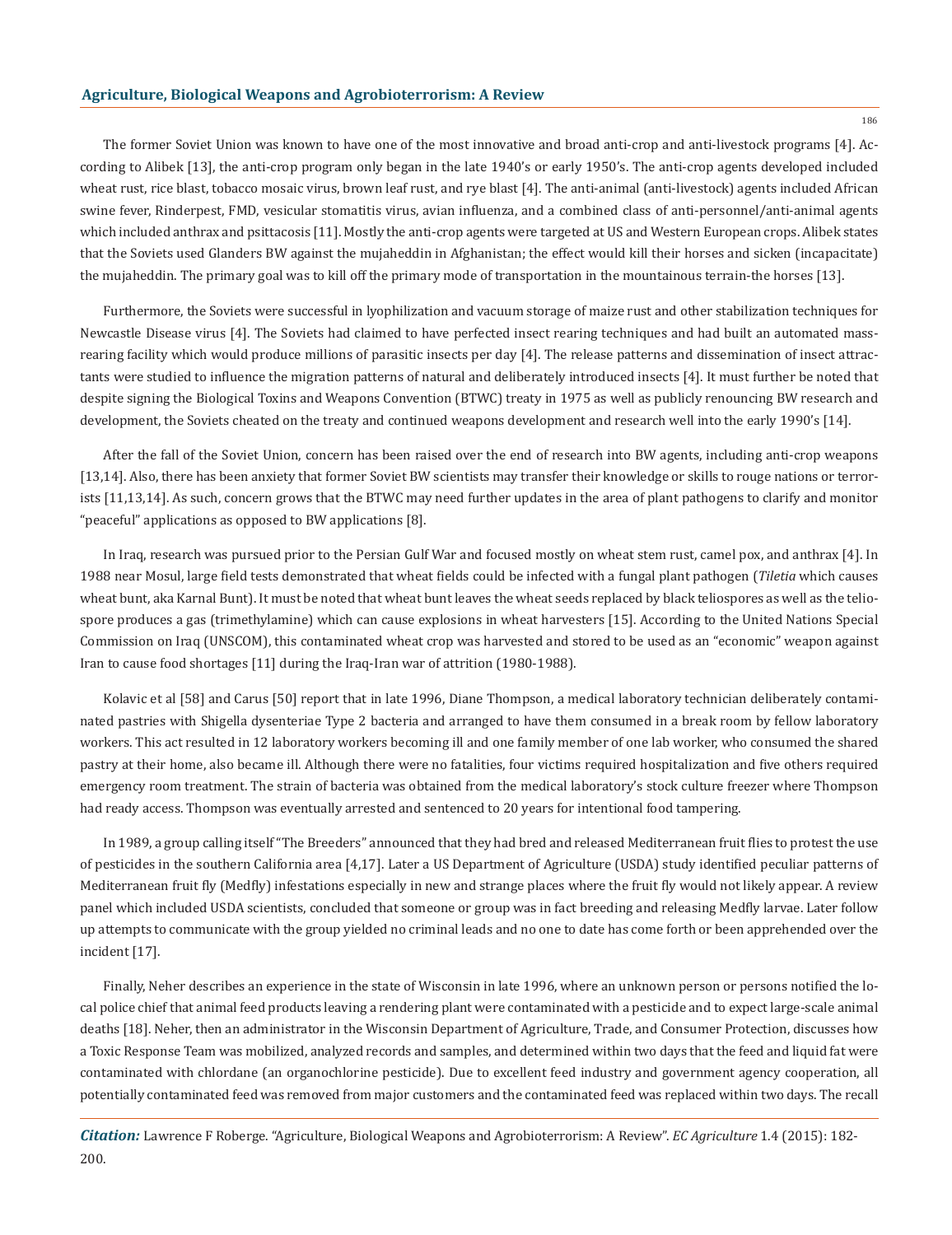The former Soviet Union was known to have one of the most innovative and broad anti-crop and anti-livestock programs [4]. According to Alibek [13], the anti-crop program only began in the late 1940's or early 1950's. The anti-crop agents developed included wheat rust, rice blast, tobacco mosaic virus, brown leaf rust, and rye blast [4]. The anti-animal (anti-livestock) agents included African swine fever, Rinderpest, FMD, vesicular stomatitis virus, avian influenza, and a combined class of anti-personnel/anti-animal agents which included anthrax and psittacosis [11]. Mostly the anti-crop agents were targeted at US and Western European crops. Alibek states that the Soviets used Glanders BW against the mujaheddin in Afghanistan; the effect would kill their horses and sicken (incapacitate) the mujaheddin. The primary goal was to kill off the primary mode of transportation in the mountainous terrain-the horses [13].

Furthermore, the Soviets were successful in lyophilization and vacuum storage of maize rust and other stabilization techniques for Newcastle Disease virus [4]. The Soviets had claimed to have perfected insect rearing techniques and had built an automated mass-rearing facility which would produce millions of parasitic insects per day [4]. The release patterns and dissemination of insect attractants were studied to influence the migration patterns of natural and deliberately introduced insects [4]. It must further be noted that despite signing the Biological Toxins and Weapons Convention (BTWC) treaty in 1975 as well as publicly renouncing BW research and development, the Soviets cheated on the treaty and continued weapons development and research well into the early 1990's [14].

After the fall of the Soviet Union, concern has been raised over the end of research into BW agents, including anti-crop weapons [13,14]. Also, there has been anxiety that former Soviet BW scientists may transfer their knowledge or skills to rouge nations or terrorists [11,13,14]. As such, concern grows that the BTWC may need further updates in the area of plant pathogens to clarify and monitor "peaceful" applications as opposed to BW applications [8].

In Iraq, research was pursued prior to the Persian Gulf War and focused mostly on wheat stem rust, camel pox, and anthrax [4]. In 1988 near Mosul, large field tests demonstrated that wheat fields could be infected with a fungal plant pathogen (*Tiletia* which causes wheat bunt, aka Karnal Bunt). It must be noted that wheat bunt leaves the wheat seeds replaced by black teliospores as well as the teliospore produces a gas (trimethylamine) which can cause explosions in wheat harvesters [15]. According to the United Nations Special Commission on Iraq (UNSCOM), this contaminated wheat crop was harvested and stored to be used as an "economic" weapon against Iran to cause food shortages [11] during the Iraq-Iran war of attrition (1980-1988).

Kolavic et al [58] and Carus [50] report that in late 1996, Diane Thompson, a medical laboratory technician deliberately contaminated pastries with Shigella dysenteriae Type 2 bacteria and arranged to have them consumed in a break room by fellow laboratory workers. This act resulted in 12 laboratory workers becoming ill and one family member of one lab worker, who consumed the shared pastry at their home, also became ill. Although there were no fatalities, four victims required hospitalization and five others required emergency room treatment. The strain of bacteria was obtained from the medical laboratory's stock culture freezer where Thompson had ready access. Thompson was eventually arrested and sentenced to 20 years for intentional food tampering.

In 1989, a group calling itself "The Breeders" announced that they had bred and released Mediterranean fruit flies to protest the use of pesticides in the southern California area [4,17]. Later a US Department of Agriculture (USDA) study identified peculiar patterns of Mediterranean fruit fly (Medfly) infestations especially in new and strange places where the fruit fly would not likely appear. A review panel which included USDA scientists, concluded that someone or group was in fact breeding and releasing Medfly larvae. Later follow up attempts to communicate with the group yielded no criminal leads and no one to date has come forth or been apprehended over the incident [17].

Finally, Neher describes an experience in the state of Wisconsin in late 1996, where an unknown person or persons notified the local police chief that animal feed products leaving a rendering plant were contaminated with a pesticide and to expect large-scale animal deaths [18]. Neher, then an administrator in the Wisconsin Department of Agriculture, Trade, and Consumer Protection, discusses how a Toxic Response Team was mobilized, analyzed records and samples, and determined within two days that the feed and liquid fat were contaminated with chlordane (an organochlorine pesticide). Due to excellent feed industry and government agency cooperation, all potentially contaminated feed was removed from major customers and the contaminated feed was replaced within two days. The recall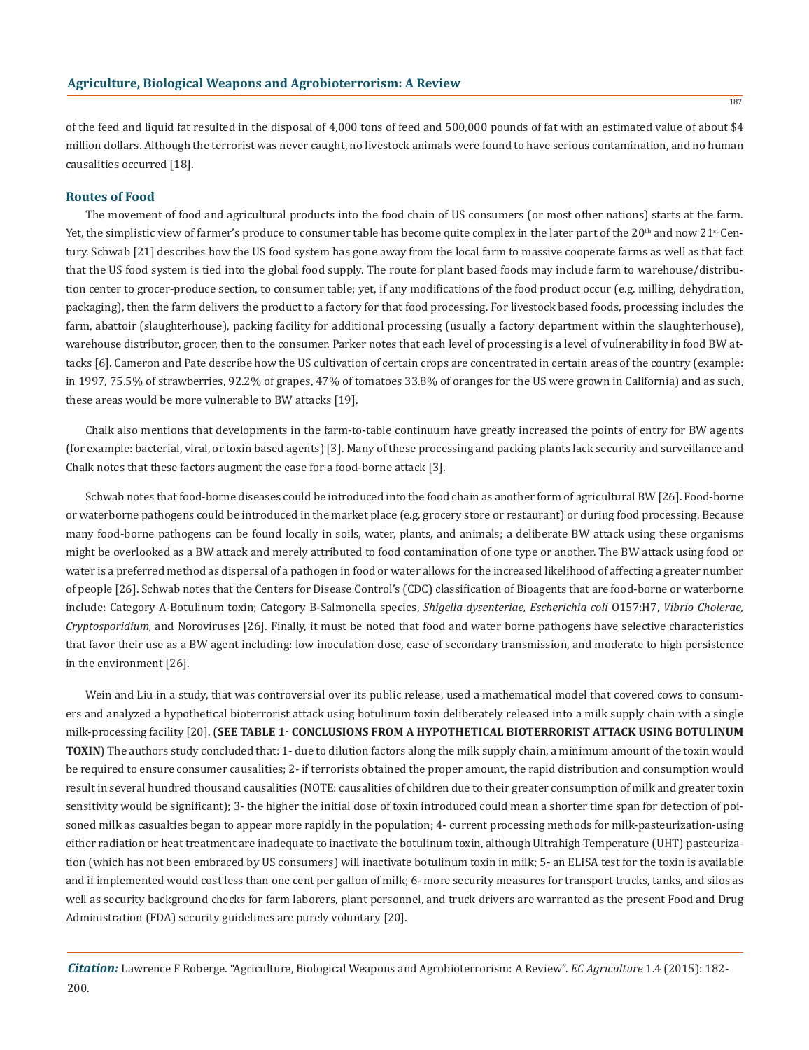of the feed and liquid fat resulted in the disposal of 4,000 tons of feed and 500,000 pounds of fat with an estimated value of about $4 million dollars. Although the terrorist was never caught, no livestock animals were found to have serious contamination, and no human causalities occurred [18].

## Routes of Food

The movement of food and agricultural products into the food chain of US consumers (or most other nations) starts at the farm. Yet, the simplistic view of farmer's produce to consumer table has become quite complex in the later part of the 20th and now 21st Century. Schwab [21] describes how the US food system has gone away from the local farm to massive cooperate farms as well as that fact that the US food system is tied into the global food supply. The route for plant based foods may include farm to warehouse/distribution center to grocer-produce section, to consumer table; yet, if any modifications of the food product occur (e.g. milling, dehydration, packaging), then the farm delivers the product to a factory for that food processing. For livestock based foods, processing includes the farm, abattoir (slaughterhouse), packing facility for additional processing (usually a factory department within the slaughterhouse), warehouse distributor, grocer, then to the consumer. Parker notes that each level of processing is a level of vulnerability in food BW attacks [6]. Cameron and Pate describe how the US cultivation of certain crops are concentrated in certain areas of the country (example: in 1997, 75.5% of strawberries, 92.2% of grapes, 47% of tomatoes 33.8% of oranges for the US were grown in California) and as such, these areas would be more vulnerable to BW attacks [19].

Chalk also mentions that developments in the farm-to-table continuum have greatly increased the points of entry for BW agents (for example: bacterial, viral, or toxin based agents) [3]. Many of these processing and packing plants lack security and surveillance and Chalk notes that these factors augment the ease for a food-borne attack [3].

Schwab notes that food-borne diseases could be introduced into the food chain as another form of agricultural BW [26]. Food-borne or waterborne pathogens could be introduced in the market place (e.g. grocery store or restaurant) or during food processing. Because many food-borne pathogens can be found locally in soils, water, plants, and animals; a deliberate BW attack using these organisms might be overlooked as a BW attack and merely attributed to food contamination of one type or another. The BW attack using food or water is a preferred method as dispersal of a pathogen in food or water allows for the increased likelihood of affecting a greater number of people [26]. Schwab notes that the Centers for Disease Control's (CDC) classification of Bioagents that are food-borne or waterborne include: Category A-Botulinum toxin; Category B-Salmonella species, *Shigella dysenteriae, Escherichia coli* O157:H7, *Vibrio Cholerae, Cryptosporidium,* and Noroviruses [26]. Finally, it must be noted that food and water borne pathogens have selective characteristics that favor their use as a BW agent including: low inoculation dose, ease of secondary transmission, and moderate to high persistence in the environment [26].

Wein and Liu in a study, that was controversial over its public release, used a mathematical model that covered cows to consumers and analyzed a hypothetical bioterrorist attack using botulinum toxin deliberately released into a milk supply chain with a single milk-processing facility [20]. (**SEE TABLE 1- CONCLUSIONS FROM A HYPOTHETICAL BIOTERRORIST ATTACK USING BOTULINUM TOXIN**) The authors study concluded that: 1- due to dilution factors along the milk supply chain, a minimum amount of the toxin would be required to ensure consumer causalities; 2- if terrorists obtained the proper amount, the rapid distribution and consumption would result in several hundred thousand causalities (NOTE: causalities of children due to their greater consumption of milk and greater toxin sensitivity would be significant); 3- the higher the initial dose of toxin introduced could mean a shorter time span for detection of poisoned milk as casualties began to appear more rapidly in the population; 4- current processing methods for milk-pasteurization-using either radiation or heat treatment are inadequate to inactivate the botulinum toxin, although Ultrahigh-Temperature (UHT) pasteurization (which has not been embraced by US consumers) will inactivate botulinum toxin in milk; 5- an ELISA test for the toxin is available and if implemented would cost less than one cent per gallon of milk; 6- more security measures for transport trucks, tanks, and silos as well as security background checks for farm laborers, plant personnel, and truck drivers are warranted as the present Food and Drug Administration (FDA) security guidelines are purely voluntary [20].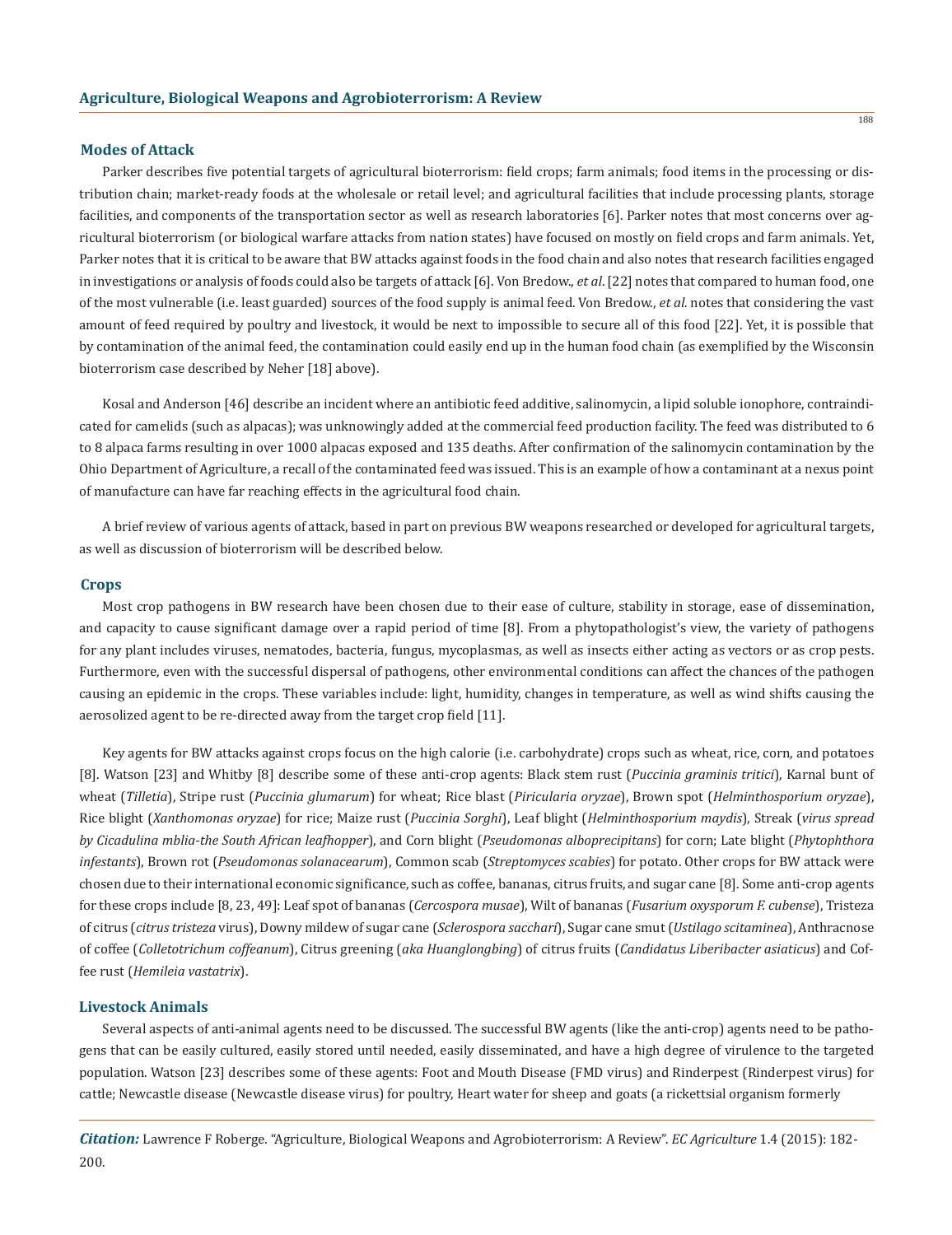## Modes of Attack

Parker describes five potential targets of agricultural bioterrorism: field crops; farm animals; food items in the processing or distribution chain; market-ready foods at the wholesale or retail level; and agricultural facilities that include processing plants, storage facilities, and components of the transportation sector as well as research laboratories [6]. Parker notes that most concerns over agricultural bioterrorism (or biological warfare attacks from nation states) have focused on mostly on field crops and farm animals. Yet, Parker notes that it is critical to be aware that BW attacks against foods in the food chain and also notes that research facilities engaged in investigations or analysis of foods could also be targets of attack [6]. Von Bredow., *et al*. [22] notes that compared to human food, one of the most vulnerable (i.e. least guarded) sources of the food supply is animal feed. Von Bredow., *et al*. notes that considering the vast amount of feed required by poultry and livestock, it would be next to impossible to secure all of this food [22]. Yet, it is possible that by contamination of the animal feed, the contamination could easily end up in the human food chain (as exemplified by the Wisconsin bioterrorism case described by Neher [18] above).

Kosal and Anderson [46] describe an incident where an antibiotic feed additive, salinomycin, a lipid soluble ionophore, contraindicated for camelids (such as alpacas); was unknowingly added at the commercial feed production facility. The feed was distributed to 6 to 8 alpaca farms resulting in over 1000 alpacas exposed and 135 deaths. After confirmation of the salinomycin contamination by the Ohio Department of Agriculture, a recall of the contaminated feed was issued. This is an example of how a contaminant at a nexus point of manufacture can have far reaching effects in the agricultural food chain.

A brief review of various agents of attack, based in part on previous BW weapons researched or developed for agricultural targets, as well as discussion of bioterrorism will be described below.

## Crops

Most crop pathogens in BW research have been chosen due to their ease of culture, stability in storage, ease of dissemination, and capacity to cause significant damage over a rapid period of time [8]. From a phytopathologist's view, the variety of pathogens for any plant includes viruses, nematodes, bacteria, fungus, mycoplasmas, as well as insects either acting as vectors or as crop pests. Furthermore, even with the successful dispersal of pathogens, other environmental conditions can affect the chances of the pathogen causing an epidemic in the crops. These variables include: light, humidity, changes in temperature, as well as wind shifts causing the aerosolized agent to be re-directed away from the target crop field [11].

Key agents for BW attacks against crops focus on the high calorie (i.e. carbohydrate) crops such as wheat, rice, corn, and potatoes [8]. Watson [23] and Whitby [8] describe some of these anti-crop agents: Black stem rust (*Puccinia graminis tritici*), Karnal bunt of wheat (*Tilletia*), Stripe rust (*Puccinia glumarum*) for wheat; Rice blast (*Piricularia oryzae*), Brown spot (*Helminthosporium oryzae*), Rice blight (*Xanthomonas oryzae*) for rice; Maize rust (*Puccinia Sorghi*), Leaf blight (*Helminthosporium maydis*), Streak (*virus spread by Cicadulina mblia-the South African leafhopper*), and Corn blight (*Pseudomonas alboprecipitans*) for corn; Late blight (*Phytophthora infestants*), Brown rot (*Pseudomonas solanacearum*), Common scab (*Streptomyces scabies*) for potato. Other crops for BW attack were chosen due to their international economic significance, such as coffee, bananas, citrus fruits, and sugar cane [8]. Some anti-crop agents for these crops include [8, 23, 49]: Leaf spot of bananas (*Cercospora musae*), Wilt of bananas (*Fusarium oxysporum F. cubense*), Tristeza of citrus (*citrus tristeza* virus), Downy mildew of sugar cane (*Sclerospora sacchari*), Sugar cane smut (*Ustilago scitaminea*), Anthracnose of coffee (*Colletotrichum coffeanum*), Citrus greening (*aka Huanglongbing*) of citrus fruits (*Candidatus Liberibacter asiaticus*) and Coffee rust (*Hemileia vastatrix*).

## Livestock Animals

Several aspects of anti-animal agents need to be discussed. The successful BW agents (like the anti-crop) agents need to be pathogens that can be easily cultured, easily stored until needed, easily disseminated, and have a high degree of virulence to the targeted population. Watson [23] describes some of these agents: Foot and Mouth Disease (FMD virus) and Rinderpest (Rinderpest virus) for cattle; Newcastle disease (Newcastle disease virus) for poultry, Heart water for sheep and goats (a rickettsial organism formerly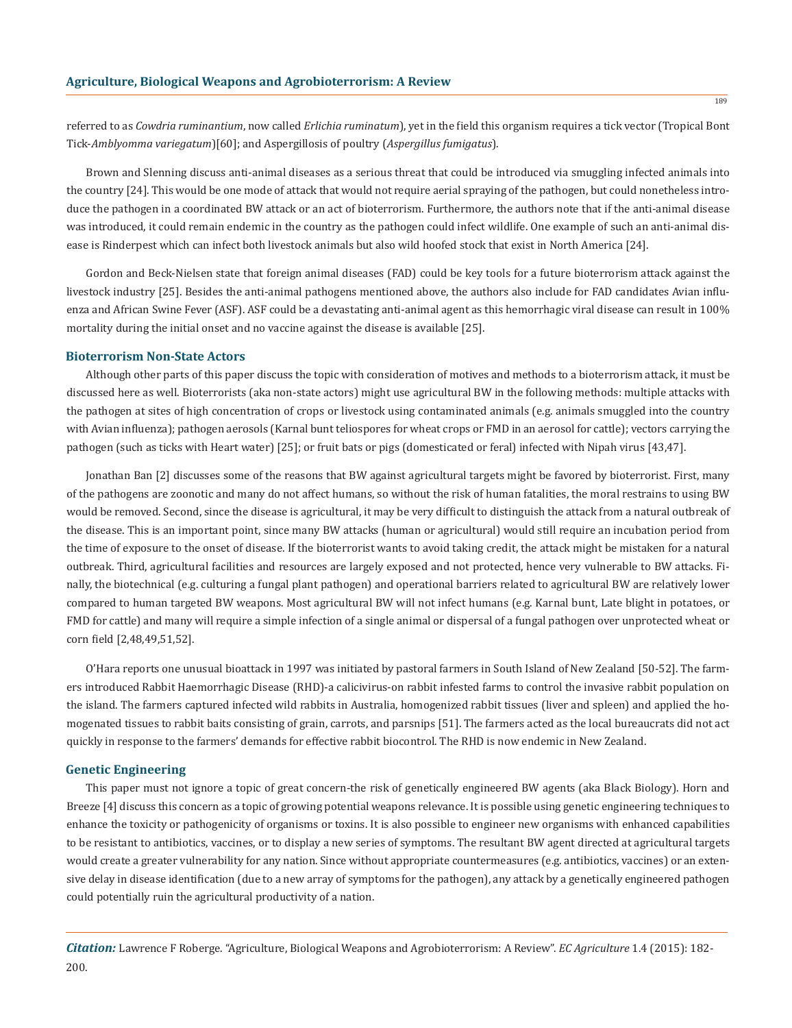referred to as *Cowdria ruminantium*, now called *Erlichia ruminatum*), yet in the field this organism requires a tick vector (Tropical Bont Tick-*Amblyomma variegatum*)[60]; and Aspergillosis of poultry (*Aspergillus fumigatus*).

Brown and Slenning discuss anti-animal diseases as a serious threat that could be introduced via smuggling infected animals into the country [24]. This would be one mode of attack that would not require aerial spraying of the pathogen, but could nonetheless introduce the pathogen in a coordinated BW attack or an act of bioterrorism. Furthermore, the authors note that if the anti-animal disease was introduced, it could remain endemic in the country as the pathogen could infect wildlife. One example of such an anti-animal disease is Rinderpest which can infect both livestock animals but also wild hoofed stock that exist in North America [24].

Gordon and Beck-Nielsen state that foreign animal diseases (FAD) could be key tools for a future bioterrorism attack against the livestock industry [25]. Besides the anti-animal pathogens mentioned above, the authors also include for FAD candidates Avian influenza and African Swine Fever (ASF). ASF could be a devastating anti-animal agent as this hemorrhagic viral disease can result in 100% mortality during the initial onset and no vaccine against the disease is available [25].

## Bioterrorism Non-State Actors

Although other parts of this paper discuss the topic with consideration of motives and methods to a bioterrorism attack, it must be discussed here as well. Bioterrorists (aka non-state actors) might use agricultural BW in the following methods: multiple attacks with the pathogen at sites of high concentration of crops or livestock using contaminated animals (e.g. animals smuggled into the country with Avian influenza); pathogen aerosols (Karnal bunt teliospores for wheat crops or FMD in an aerosol for cattle); vectors carrying the pathogen (such as ticks with Heart water) [25]; or fruit bats or pigs (domesticated or feral) infected with Nipah virus [43,47].

Jonathan Ban [2] discusses some of the reasons that BW against agricultural targets might be favored by bioterrorist. First, many of the pathogens are zoonotic and many do not affect humans, so without the risk of human fatalities, the moral restrains to using BW would be removed. Second, since the disease is agricultural, it may be very difficult to distinguish the attack from a natural outbreak of the disease. This is an important point, since many BW attacks (human or agricultural) would still require an incubation period from the time of exposure to the onset of disease. If the bioterrorist wants to avoid taking credit, the attack might be mistaken for a natural outbreak. Third, agricultural facilities and resources are largely exposed and not protected, hence very vulnerable to BW attacks. Finally, the biotechnical (e.g. culturing a fungal plant pathogen) and operational barriers related to agricultural BW are relatively lower compared to human targeted BW weapons. Most agricultural BW will not infect humans (e.g. Karnal bunt, Late blight in potatoes, or FMD for cattle) and many will require a simple infection of a single animal or dispersal of a fungal pathogen over unprotected wheat or corn field [2,48,49,51,52].

O'Hara reports one unusual bioattack in 1997 was initiated by pastoral farmers in South Island of New Zealand [50-52]. The farmers introduced Rabbit Haemorrhagic Disease (RHD)-a calicivirus-on rabbit infested farms to control the invasive rabbit population on the island. The farmers captured infected wild rabbits in Australia, homogenized rabbit tissues (liver and spleen) and applied the homogenated tissues to rabbit baits consisting of grain, carrots, and parsnips [51]. The farmers acted as the local bureaucrats did not act quickly in response to the farmers' demands for effective rabbit biocontrol. The RHD is now endemic in New Zealand.

## Genetic Engineering

This paper must not ignore a topic of great concern-the risk of genetically engineered BW agents (aka Black Biology). Horn and Breeze [4] discuss this concern as a topic of growing potential weapons relevance. It is possible using genetic engineering techniques to enhance the toxicity or pathogenicity of organisms or toxins. It is also possible to engineer new organisms with enhanced capabilities to be resistant to antibiotics, vaccines, or to display a new series of symptoms. The resultant BW agent directed at agricultural targets would create a greater vulnerability for any nation. Since without appropriate countermeasures (e.g. antibiotics, vaccines) or an extensive delay in disease identification (due to a new array of symptoms for the pathogen), any attack by a genetically engineered pathogen could potentially ruin the agricultural productivity of a nation.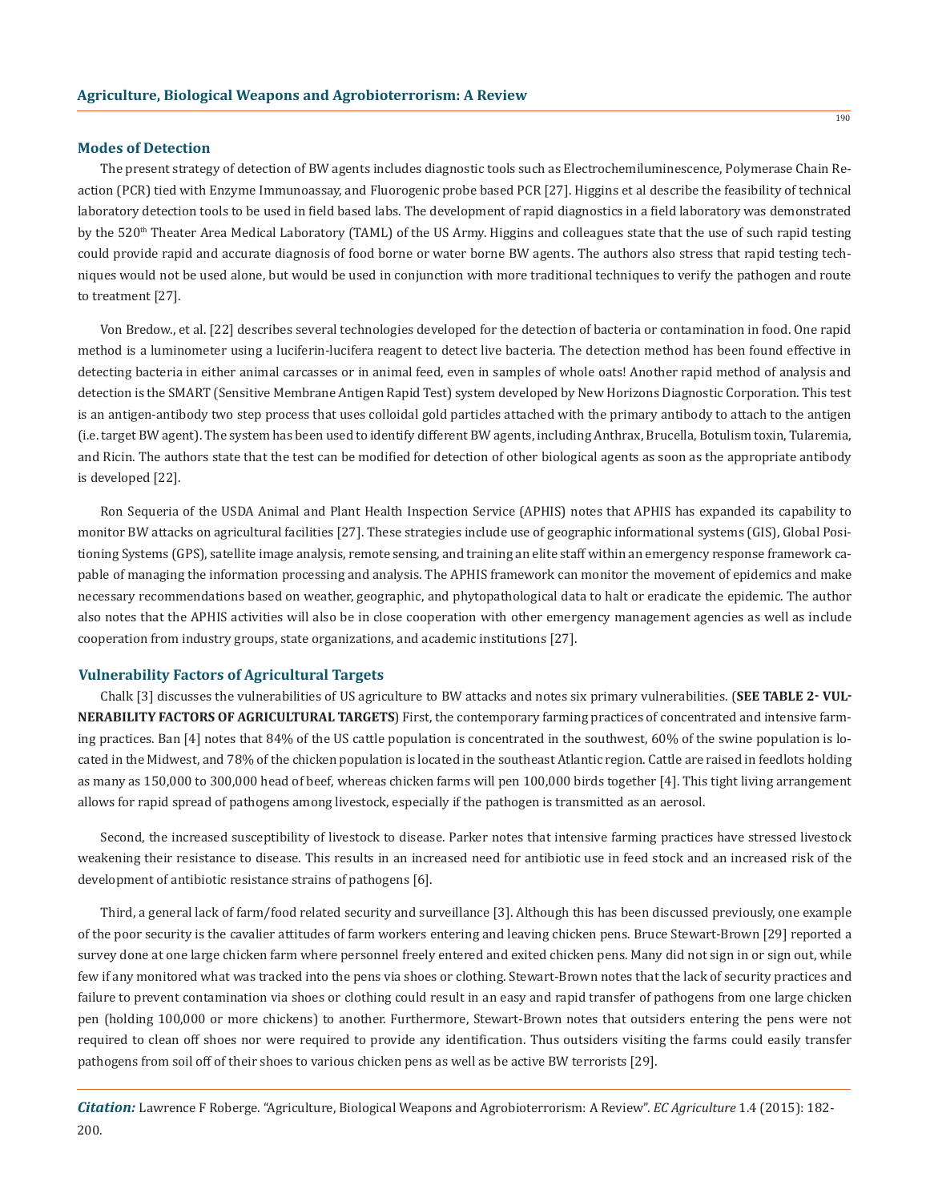## Modes of Detection

The present strategy of detection of BW agents includes diagnostic tools such as Electrochemiluminescence, Polymerase Chain Reaction (PCR) tied with Enzyme Immunoassay, and Fluorogenic probe based PCR [27]. Higgins et al describe the feasibility of technical laboratory detection tools to be used in field based labs. The development of rapid diagnostics in a field laboratory was demonstrated by the 520th Theater Area Medical Laboratory (TAML) of the US Army. Higgins and colleagues state that the use of such rapid testing could provide rapid and accurate diagnosis of food borne or water borne BW agents. The authors also stress that rapid testing techniques would not be used alone, but would be used in conjunction with more traditional techniques to verify the pathogen and route to treatment [27].

Von Bredow., et al. [22] describes several technologies developed for the detection of bacteria or contamination in food. One rapid method is a luminometer using a luciferin-lucifera reagent to detect live bacteria. The detection method has been found effective in detecting bacteria in either animal carcasses or in animal feed, even in samples of whole oats! Another rapid method of analysis and detection is the SMART (Sensitive Membrane Antigen Rapid Test) system developed by New Horizons Diagnostic Corporation. This test is an antigen-antibody two step process that uses colloidal gold particles attached with the primary antibody to attach to the antigen (i.e. target BW agent). The system has been used to identify different BW agents, including Anthrax, Brucella, Botulism toxin, Tularemia, and Ricin. The authors state that the test can be modified for detection of other biological agents as soon as the appropriate antibody is developed [22].

Ron Sequeria of the USDA Animal and Plant Health Inspection Service (APHIS) notes that APHIS has expanded its capability to monitor BW attacks on agricultural facilities [27]. These strategies include use of geographic informational systems (GIS), Global Positioning Systems (GPS), satellite image analysis, remote sensing, and training an elite staff within an emergency response framework capable of managing the information processing and analysis. The APHIS framework can monitor the movement of epidemics and make necessary recommendations based on weather, geographic, and phytopathological data to halt or eradicate the epidemic. The author also notes that the APHIS activities will also be in close cooperation with other emergency management agencies as well as include cooperation from industry groups, state organizations, and academic institutions [27].

## Vulnerability Factors of Agricultural Targets

Chalk [3] discusses the vulnerabilities of US agriculture to BW attacks and notes six primary vulnerabilities. (**SEE TABLE 2- VULNERABILITY FACTORS OF AGRICULTURAL TARGETS**) First, the contemporary farming practices of concentrated and intensive farming practices. Ban [4] notes that 84% of the US cattle population is concentrated in the southwest, 60% of the swine population is located in the Midwest, and 78% of the chicken population is located in the southeast Atlantic region. Cattle are raised in feedlots holding as many as 150,000 to 300,000 head of beef, whereas chicken farms will pen 100,000 birds together [4]. This tight living arrangement allows for rapid spread of pathogens among livestock, especially if the pathogen is transmitted as an aerosol.

Second, the increased susceptibility of livestock to disease. Parker notes that intensive farming practices have stressed livestock weakening their resistance to disease. This results in an increased need for antibiotic use in feed stock and an increased risk of the development of antibiotic resistance strains of pathogens [6].

Third, a general lack of farm/food related security and surveillance [3]. Although this has been discussed previously, one example of the poor security is the cavalier attitudes of farm workers entering and leaving chicken pens. Bruce Stewart-Brown [29] reported a survey done at one large chicken farm where personnel freely entered and exited chicken pens. Many did not sign in or sign out, while few if any monitored what was tracked into the pens via shoes or clothing. Stewart-Brown notes that the lack of security practices and failure to prevent contamination via shoes or clothing could result in an easy and rapid transfer of pathogens from one large chicken pen (holding 100,000 or more chickens) to another. Furthermore, Stewart-Brown notes that outsiders entering the pens were not required to clean off shoes nor were required to provide any identification. Thus outsiders visiting the farms could easily transfer pathogens from soil off of their shoes to various chicken pens as well as be active BW terrorists [29].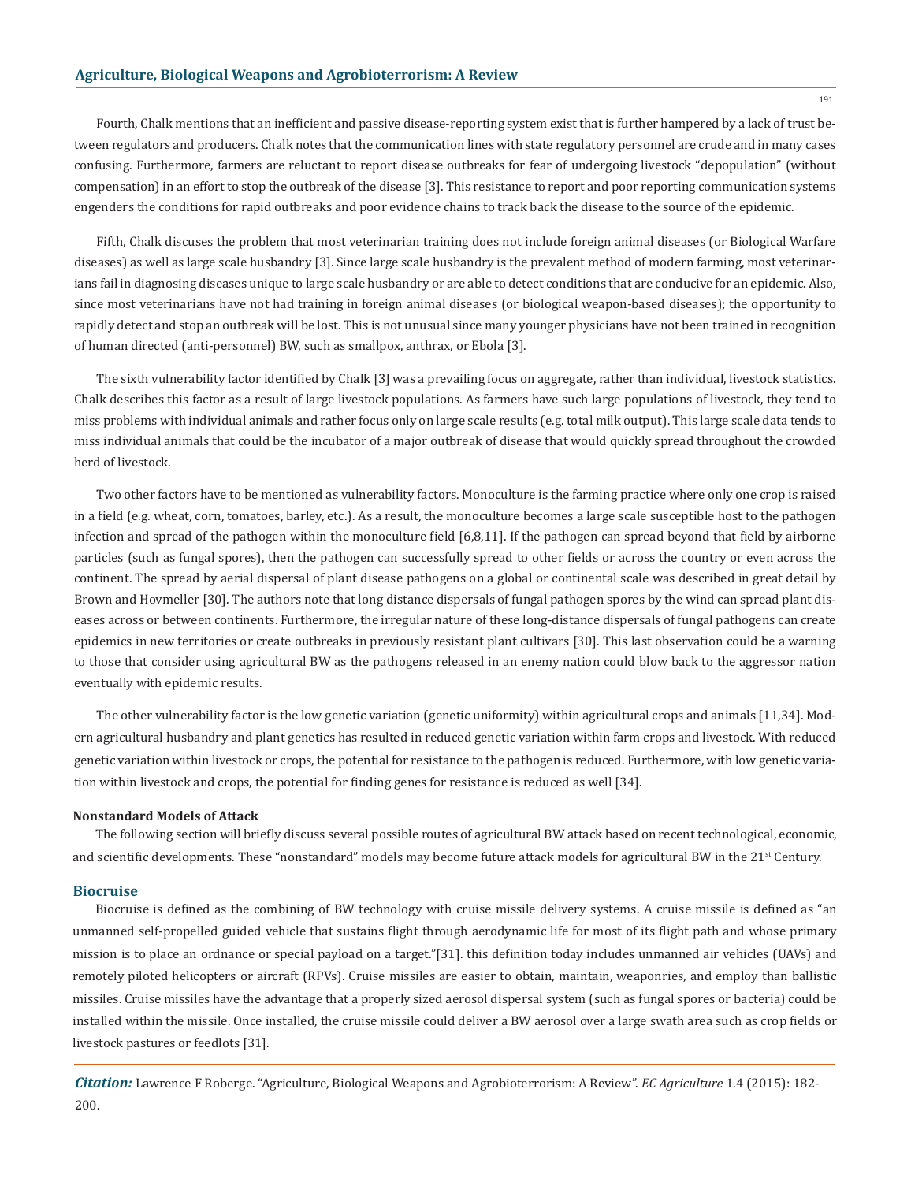Fourth, Chalk mentions that an inefficient and passive disease-reporting system exist that is further hampered by a lack of trust between regulators and producers. Chalk notes that the communication lines with state regulatory personnel are crude and in many cases confusing. Furthermore, farmers are reluctant to report disease outbreaks for fear of undergoing livestock "depopulation" (without compensation) in an effort to stop the outbreak of the disease [3]. This resistance to report and poor reporting communication systems engenders the conditions for rapid outbreaks and poor evidence chains to track back the disease to the source of the epidemic.

Fifth, Chalk discuses the problem that most veterinarian training does not include foreign animal diseases (or Biological Warfare diseases) as well as large scale husbandry [3]. Since large scale husbandry is the prevalent method of modern farming, most veterinarians fail in diagnosing diseases unique to large scale husbandry or are able to detect conditions that are conducive for an epidemic. Also, since most veterinarians have not had training in foreign animal diseases (or biological weapon-based diseases); the opportunity to rapidly detect and stop an outbreak will be lost. This is not unusual since many younger physicians have not been trained in recognition of human directed (anti-personnel) BW, such as smallpox, anthrax, or Ebola [3].

The sixth vulnerability factor identified by Chalk [3] was a prevailing focus on aggregate, rather than individual, livestock statistics. Chalk describes this factor as a result of large livestock populations. As farmers have such large populations of livestock, they tend to miss problems with individual animals and rather focus only on large scale results (e.g. total milk output). This large scale data tends to miss individual animals that could be the incubator of a major outbreak of disease that would quickly spread throughout the crowded herd of livestock.

Two other factors have to be mentioned as vulnerability factors. Monoculture is the farming practice where only one crop is raised in a field (e.g. wheat, corn, tomatoes, barley, etc.). As a result, the monoculture becomes a large scale susceptible host to the pathogen infection and spread of the pathogen within the monoculture field [6,8,11]. If the pathogen can spread beyond that field by airborne particles (such as fungal spores), then the pathogen can successfully spread to other fields or across the country or even across the continent. The spread by aerial dispersal of plant disease pathogens on a global or continental scale was described in great detail by Brown and Hovmeller [30]. The authors note that long distance dispersals of fungal pathogen spores by the wind can spread plant diseases across or between continents. Furthermore, the irregular nature of these long-distance dispersals of fungal pathogens can create epidemics in new territories or create outbreaks in previously resistant plant cultivars [30]. This last observation could be a warning to those that consider using agricultural BW as the pathogens released in an enemy nation could blow back to the aggressor nation eventually with epidemic results.

The other vulnerability factor is the low genetic variation (genetic uniformity) within agricultural crops and animals [11,34]. Modern agricultural husbandry and plant genetics has resulted in reduced genetic variation within farm crops and livestock. With reduced genetic variation within livestock or crops, the potential for resistance to the pathogen is reduced. Furthermore, with low genetic variation within livestock and crops, the potential for finding genes for resistance is reduced as well [34].

**Nonstandard Models of Attack**

The following section will briefly discuss several possible routes of agricultural BW attack based on recent technological, economic, and scientific developments. These "nonstandard" models may become future attack models for agricultural BW in the 21st Century.

## Biocruise

Biocruise is defined as the combining of BW technology with cruise missile delivery systems. A cruise missile is defined as "an unmanned self-propelled guided vehicle that sustains flight through aerodynamic life for most of its flight path and whose primary mission is to place an ordnance or special payload on a target."[31]. this definition today includes unmanned air vehicles (UAVs) and remotely piloted helicopters or aircraft (RPVs). Cruise missiles are easier to obtain, maintain, weaponries, and employ than ballistic missiles. Cruise missiles have the advantage that a properly sized aerosol dispersal system (such as fungal spores or bacteria) could be installed within the missile. Once installed, the cruise missile could deliver a BW aerosol over a large swath area such as crop fields or livestock pastures or feedlots [31].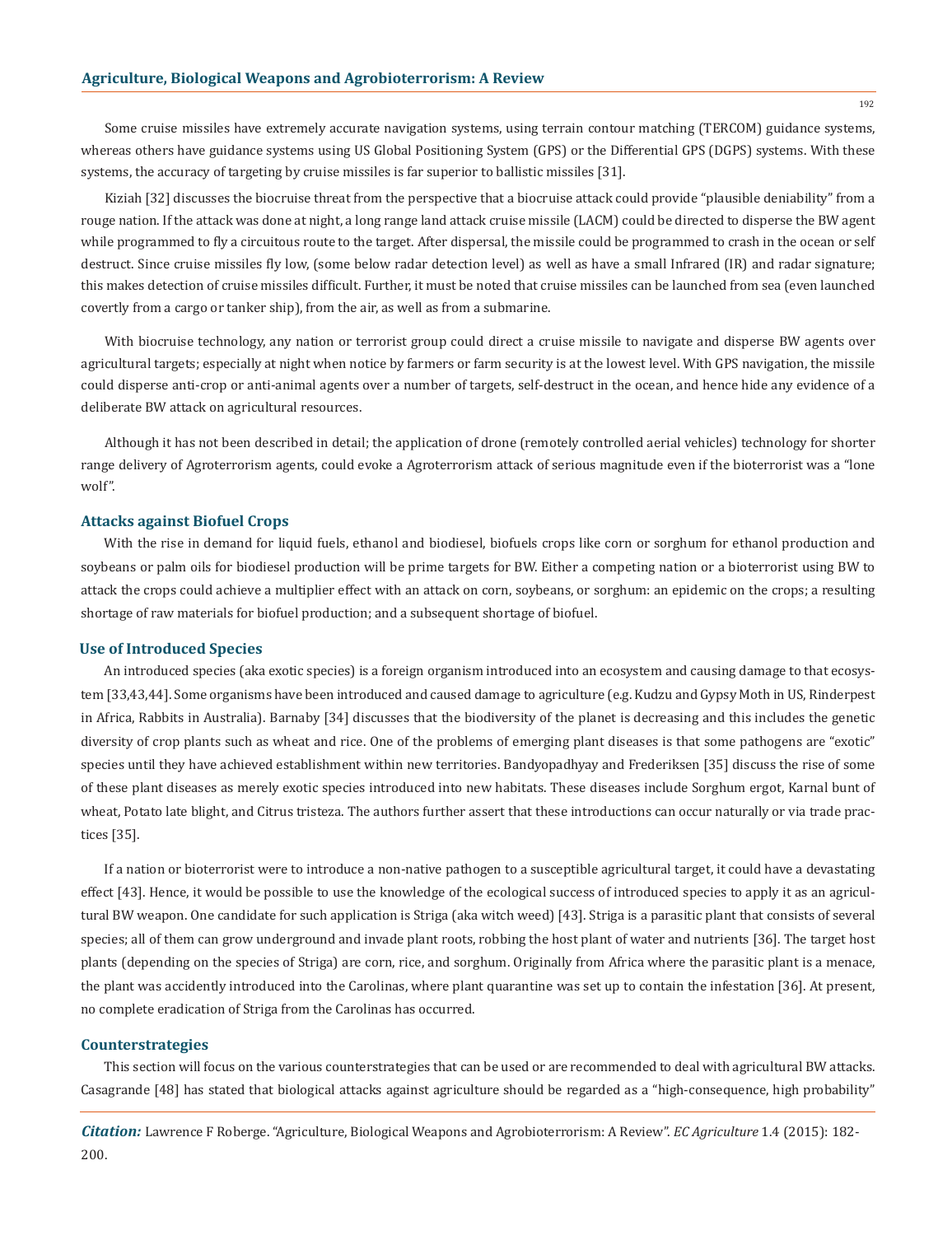Some cruise missiles have extremely accurate navigation systems, using terrain contour matching (TERCOM) guidance systems, whereas others have guidance systems using US Global Positioning System (GPS) or the Differential GPS (DGPS) systems. With these systems, the accuracy of targeting by cruise missiles is far superior to ballistic missiles [31].

Kiziah [32] discusses the biocruise threat from the perspective that a biocruise attack could provide "plausible deniability" from a rouge nation. If the attack was done at night, a long range land attack cruise missile (LACM) could be directed to disperse the BW agent while programmed to fly a circuitous route to the target. After dispersal, the missile could be programmed to crash in the ocean or self destruct. Since cruise missiles fly low, (some below radar detection level) as well as have a small Infrared (IR) and radar signature; this makes detection of cruise missiles difficult. Further, it must be noted that cruise missiles can be launched from sea (even launched covertly from a cargo or tanker ship), from the air, as well as from a submarine.

With biocruise technology, any nation or terrorist group could direct a cruise missile to navigate and disperse BW agents over agricultural targets; especially at night when notice by farmers or farm security is at the lowest level. With GPS navigation, the missile could disperse anti-crop or anti-animal agents over a number of targets, self-destruct in the ocean, and hence hide any evidence of a deliberate BW attack on agricultural resources.

Although it has not been described in detail; the application of drone (remotely controlled aerial vehicles) technology for shorter range delivery of Agroterrorism agents, could evoke a Agroterrorism attack of serious magnitude even if the bioterrorist was a "lone wolf".

### Attacks against Biofuel Crops

With the rise in demand for liquid fuels, ethanol and biodiesel, biofuels crops like corn or sorghum for ethanol production and soybeans or palm oils for biodiesel production will be prime targets for BW. Either a competing nation or a bioterrorist using BW to attack the crops could achieve a multiplier effect with an attack on corn, soybeans, or sorghum: an epidemic on the crops; a resulting shortage of raw materials for biofuel production; and a subsequent shortage of biofuel.

### Use of Introduced Species

An introduced species (aka exotic species) is a foreign organism introduced into an ecosystem and causing damage to that ecosystem [33,43,44]. Some organisms have been introduced and caused damage to agriculture (e.g. Kudzu and Gypsy Moth in US, Rinderpest in Africa, Rabbits in Australia). Barnaby [34] discusses that the biodiversity of the planet is decreasing and this includes the genetic diversity of crop plants such as wheat and rice. One of the problems of emerging plant diseases is that some pathogens are "exotic" species until they have achieved establishment within new territories. Bandyopadhyay and Frederiksen [35] discuss the rise of some of these plant diseases as merely exotic species introduced into new habitats. These diseases include Sorghum ergot, Karnal bunt of wheat, Potato late blight, and Citrus tristeza. The authors further assert that these introductions can occur naturally or via trade practices [35].

If a nation or bioterrorist were to introduce a non-native pathogen to a susceptible agricultural target, it could have a devastating effect [43]. Hence, it would be possible to use the knowledge of the ecological success of introduced species to apply it as an agricultural BW weapon. One candidate for such application is Striga (aka witch weed) [43]. Striga is a parasitic plant that consists of several species; all of them can grow underground and invade plant roots, robbing the host plant of water and nutrients [36]. The target host plants (depending on the species of Striga) are corn, rice, and sorghum. Originally from Africa where the parasitic plant is a menace, the plant was accidently introduced into the Carolinas, where plant quarantine was set up to contain the infestation [36]. At present, no complete eradication of Striga from the Carolinas has occurred.

### Counterstrategies

This section will focus on the various counterstrategies that can be used or are recommended to deal with agricultural BW attacks. Casagrande [48] has stated that biological attacks against agriculture should be regarded as a "high-consequence, high probability"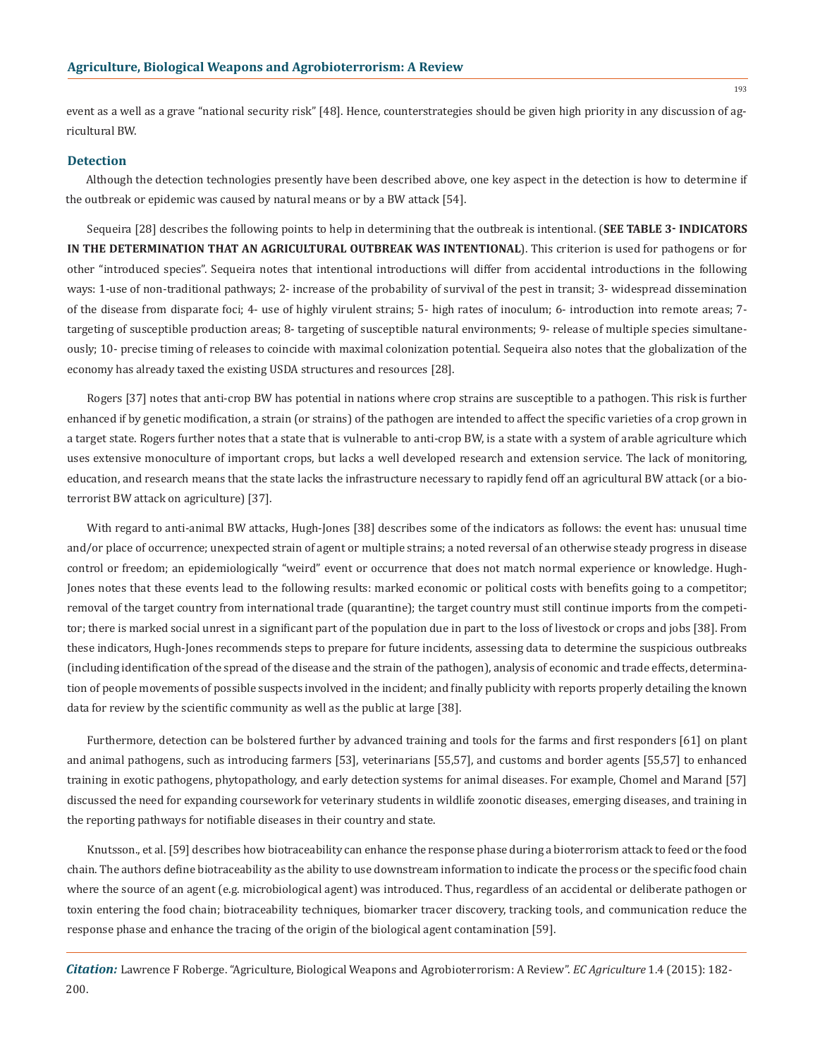event as a well as a grave "national security risk" [48]. Hence, counterstrategies should be given high priority in any discussion of agricultural BW.

## Detection

Although the detection technologies presently have been described above, one key aspect in the detection is how to determine if the outbreak or epidemic was caused by natural means or by a BW attack [54].

Sequeira [28] describes the following points to help in determining that the outbreak is intentional. (**SEE TABLE 3- INDICATORS IN THE DETERMINATION THAT AN AGRICULTURAL OUTBREAK WAS INTENTIONAL**). This criterion is used for pathogens or for other "introduced species". Sequeira notes that intentional introductions will differ from accidental introductions in the following ways: 1-use of non-traditional pathways; 2- increase of the probability of survival of the pest in transit; 3- widespread dissemination of the disease from disparate foci; 4- use of highly virulent strains; 5- high rates of inoculum; 6- introduction into remote areas; 7- targeting of susceptible production areas; 8- targeting of susceptible natural environments; 9- release of multiple species simultaneously; 10- precise timing of releases to coincide with maximal colonization potential. Sequeira also notes that the globalization of the economy has already taxed the existing USDA structures and resources [28].

Rogers [37] notes that anti-crop BW has potential in nations where crop strains are susceptible to a pathogen. This risk is further enhanced if by genetic modification, a strain (or strains) of the pathogen are intended to affect the specific varieties of a crop grown in a target state. Rogers further notes that a state that is vulnerable to anti-crop BW, is a state with a system of arable agriculture which uses extensive monoculture of important crops, but lacks a well developed research and extension service. The lack of monitoring, education, and research means that the state lacks the infrastructure necessary to rapidly fend off an agricultural BW attack (or a bioterrorist BW attack on agriculture) [37].

With regard to anti-animal BW attacks, Hugh-Jones [38] describes some of the indicators as follows: the event has: unusual time and/or place of occurrence; unexpected strain of agent or multiple strains; a noted reversal of an otherwise steady progress in disease control or freedom; an epidemiologically "weird" event or occurrence that does not match normal experience or knowledge. Hugh-Jones notes that these events lead to the following results: marked economic or political costs with benefits going to a competitor; removal of the target country from international trade (quarantine); the target country must still continue imports from the competitor; there is marked social unrest in a significant part of the population due in part to the loss of livestock or crops and jobs [38]. From these indicators, Hugh-Jones recommends steps to prepare for future incidents, assessing data to determine the suspicious outbreaks (including identification of the spread of the disease and the strain of the pathogen), analysis of economic and trade effects, determination of people movements of possible suspects involved in the incident; and finally publicity with reports properly detailing the known data for review by the scientific community as well as the public at large [38].

Furthermore, detection can be bolstered further by advanced training and tools for the farms and first responders [61] on plant and animal pathogens, such as introducing farmers [53], veterinarians [55,57], and customs and border agents [55,57] to enhanced training in exotic pathogens, phytopathology, and early detection systems for animal diseases. For example, Chomel and Marand [57] discussed the need for expanding coursework for veterinary students in wildlife zoonotic diseases, emerging diseases, and training in the reporting pathways for notifiable diseases in their country and state.

Knutsson., et al. [59] describes how biotraceability can enhance the response phase during a bioterrorism attack to feed or the food chain. The authors define biotraceability as the ability to use downstream information to indicate the process or the specific food chain where the source of an agent (e.g. microbiological agent) was introduced. Thus, regardless of an accidental or deliberate pathogen or toxin entering the food chain; biotraceability techniques, biomarker tracer discovery, tracking tools, and communication reduce the response phase and enhance the tracing of the origin of the biological agent contamination [59].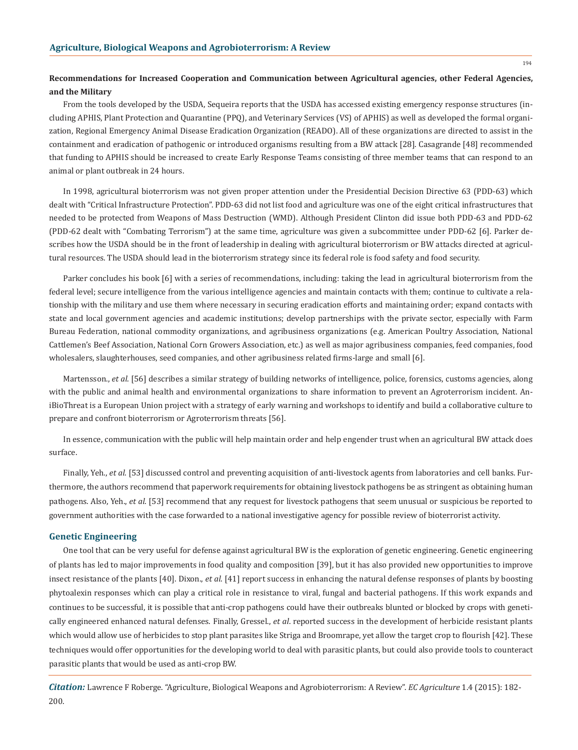**Recommendations for Increased Cooperation and Communication between Agricultural agencies, other Federal Agencies, and the Military**

From the tools developed by the USDA, Sequeira reports that the USDA has accessed existing emergency response structures (including APHIS, Plant Protection and Quarantine (PPQ), and Veterinary Services (VS) of APHIS) as well as developed the formal organization, Regional Emergency Animal Disease Eradication Organization (READO). All of these organizations are directed to assist in the containment and eradication of pathogenic or introduced organisms resulting from a BW attack [28]. Casagrande [48] recommended that funding to APHIS should be increased to create Early Response Teams consisting of three member teams that can respond to an animal or plant outbreak in 24 hours.

In 1998, agricultural bioterrorism was not given proper attention under the Presidential Decision Directive 63 (PDD-63) which dealt with "Critical Infrastructure Protection". PDD-63 did not list food and agriculture was one of the eight critical infrastructures that needed to be protected from Weapons of Mass Destruction (WMD). Although President Clinton did issue both PDD-63 and PDD-62 (PDD-62 dealt with "Combating Terrorism") at the same time, agriculture was given a subcommittee under PDD-62 [6]. Parker describes how the USDA should be in the front of leadership in dealing with agricultural bioterrorism or BW attacks directed at agricultural resources. The USDA should lead in the bioterrorism strategy since its federal role is food safety and food security.

Parker concludes his book [6] with a series of recommendations, including: taking the lead in agricultural bioterrorism from the federal level; secure intelligence from the various intelligence agencies and maintain contacts with them; continue to cultivate a relationship with the military and use them where necessary in securing eradication efforts and maintaining order; expand contacts with state and local government agencies and academic institutions; develop partnerships with the private sector, especially with Farm Bureau Federation, national commodity organizations, and agribusiness organizations (e.g. American Poultry Association, National Cattlemen's Beef Association, National Corn Growers Association, etc.) as well as major agribusiness companies, feed companies, food wholesalers, slaughterhouses, seed companies, and other agribusiness related firms-large and small [6].

Martensson., *et al*. [56] describes a similar strategy of building networks of intelligence, police, forensics, customs agencies, along with the public and animal health and environmental organizations to share information to prevent an Agroterrorism incident. AniBioThreat is a European Union project with a strategy of early warning and workshops to identify and build a collaborative culture to prepare and confront bioterrorism or Agroterrorism threats [56].

In essence, communication with the public will help maintain order and help engender trust when an agricultural BW attack does surface.

Finally, Yeh., *et al*. [53] discussed control and preventing acquisition of anti-livestock agents from laboratories and cell banks. Furthermore, the authors recommend that paperwork requirements for obtaining livestock pathogens be as stringent as obtaining human pathogens. Also, Yeh., *et al*. [53] recommend that any request for livestock pathogens that seem unusual or suspicious be reported to government authorities with the case forwarded to a national investigative agency for possible review of bioterrorist activity.

## Genetic Engineering

One tool that can be very useful for defense against agricultural BW is the exploration of genetic engineering. Genetic engineering of plants has led to major improvements in food quality and composition [39], but it has also provided new opportunities to improve insect resistance of the plants [40]. Dixon., *et al.* [41] report success in enhancing the natural defense responses of plants by boosting phytoalexin responses which can play a critical role in resistance to viral, fungal and bacterial pathogens. If this work expands and continues to be successful, it is possible that anti-crop pathogens could have their outbreaks blunted or blocked by crops with genetically engineered enhanced natural defenses. Finally, Gressel., *et al*. reported success in the development of herbicide resistant plants which would allow use of herbicides to stop plant parasites like Striga and Broomrape, yet allow the target crop to flourish [42]. These techniques would offer opportunities for the developing world to deal with parasitic plants, but could also provide tools to counteract parasitic plants that would be used as anti-crop BW.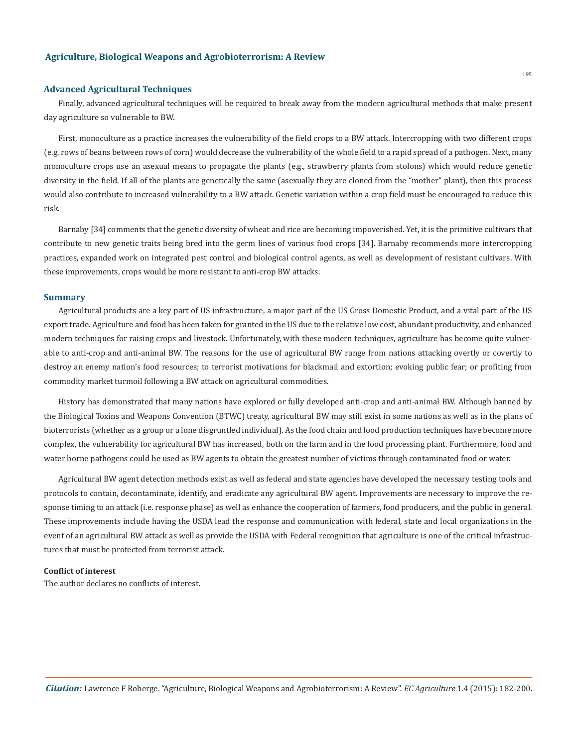### Advanced Agricultural Techniques

Finally, advanced agricultural techniques will be required to break away from the modern agricultural methods that make present day agriculture so vulnerable to BW.

First, monoculture as a practice increases the vulnerability of the field crops to a BW attack. Intercropping with two different crops (e.g. rows of beans between rows of corn) would decrease the vulnerability of the whole field to a rapid spread of a pathogen. Next, many monoculture crops use an asexual means to propagate the plants (e.g., strawberry plants from stolons) which would reduce genetic diversity in the field. If all of the plants are genetically the same (asexually they are cloned from the "mother" plant), then this process would also contribute to increased vulnerability to a BW attack. Genetic variation within a crop field must be encouraged to reduce this risk.

Barnaby [34] comments that the genetic diversity of wheat and rice are becoming impoverished. Yet, it is the primitive cultivars that contribute to new genetic traits being bred into the germ lines of various food crops [34]. Barnaby recommends more intercropping practices, expanded work on integrated pest control and biological control agents, as well as development of resistant cultivars. With these improvements, crops would be more resistant to anti-crop BW attacks.

## Summary

Agricultural products are a key part of US infrastructure, a major part of the US Gross Domestic Product, and a vital part of the US export trade. Agriculture and food has been taken for granted in the US due to the relative low cost, abundant productivity, and enhanced modern techniques for raising crops and livestock. Unfortunately, with these modern techniques, agriculture has become quite vulnerable to anti-crop and anti-animal BW. The reasons for the use of agricultural BW range from nations attacking overtly or covertly to destroy an enemy nation's food resources; to terrorist motivations for blackmail and extortion; evoking public fear; or profiting from commodity market turmoil following a BW attack on agricultural commodities.

History has demonstrated that many nations have explored or fully developed anti-crop and anti-animal BW. Although banned by the Biological Toxins and Weapons Convention (BTWC) treaty, agricultural BW may still exist in some nations as well as in the plans of bioterrorists (whether as a group or a lone disgruntled individual). As the food chain and food production techniques have become more complex, the vulnerability for agricultural BW has increased, both on the farm and in the food processing plant. Furthermore, food and water borne pathogens could be used as BW agents to obtain the greatest number of victims through contaminated food or water.

Agricultural BW agent detection methods exist as well as federal and state agencies have developed the necessary testing tools and protocols to contain, decontaminate, identify, and eradicate any agricultural BW agent. Improvements are necessary to improve the response timing to an attack (i.e. response phase) as well as enhance the cooperation of farmers, food producers, and the public in general. These improvements include having the USDA lead the response and communication with federal, state and local organizations in the event of an agricultural BW attack as well as provide the USDA with Federal recognition that agriculture is one of the critical infrastructures that must be protected from terrorist attack.

**Conflict of interest**

The author declares no conflicts of interest.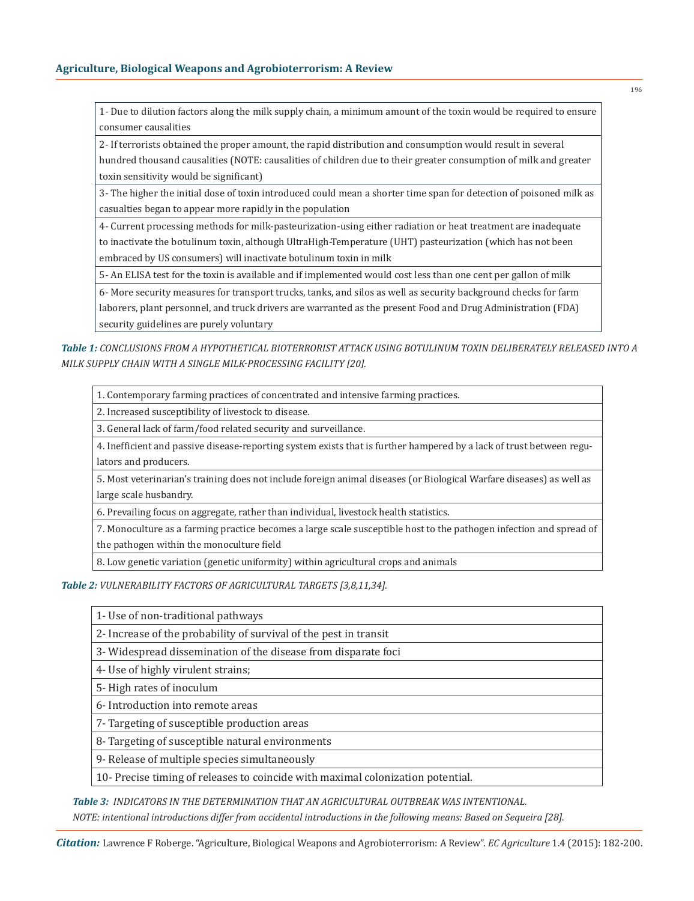| 1- Due to dilution factors along the milk supply chain, a minimum amount of the toxin would be required to ensure consumer causalities |
|---|
| 2- If terrorists obtained the proper amount, the rapid distribution and consumption would result in several hundred thousand causalities (NOTE: causalities of children due to their greater consumption of milk and greater toxin sensitivity would be significant) |
| 3- The higher the initial dose of toxin introduced could mean a shorter time span for detection of poisoned milk as casualties began to appear more rapidly in the population |
| 4- Current processing methods for milk-pasteurization-using either radiation or heat treatment are inadequate to inactivate the botulinum toxin, although UltraHigh-Temperature (UHT) pasteurization (which has not been embraced by US consumers) will inactivate botulinum toxin in milk |
| 5- An ELISA test for the toxin is available and if implemented would cost less than one cent per gallon of milk |
| 6- More security measures for transport trucks, tanks, and silos as well as security background checks for farm laborers, plant personnel, and truck drivers are warranted as the present Food and Drug Administration (FDA) security guidelines are purely voluntary |

***Table 1:*** *CONCLUSIONS FROM A HYPOTHETICAL BIOTERRORIST ATTACK USING BOTULINUM TOXIN DELIBERATELY RELEASED INTO A MILK SUPPLY CHAIN WITH A SINGLE MILK-PROCESSING FACILITY [20].*

| 1. Contemporary farming practices of concentrated and intensive farming practices. |
|---|
| 2. Increased susceptibility of livestock to disease. |
| 3. General lack of farm/food related security and surveillance. |
| 4. Inefficient and passive disease-reporting system exists that is further hampered by a lack of trust between regulators and producers. |
| 5. Most veterinarian's training does not include foreign animal diseases (or Biological Warfare diseases) as well as large scale husbandry. |
| 6. Prevailing focus on aggregate, rather than individual, livestock health statistics. |
| 7. Monoculture as a farming practice becomes a large scale susceptible host to the pathogen infection and spread of the pathogen within the monoculture field |
| 8. Low genetic variation (genetic uniformity) within agricultural crops and animals |

***Table 2:*** *VULNERABILITY FACTORS OF AGRICULTURAL TARGETS [3,8,11,34].*

| 1- Use of non-traditional pathways |
|---|
| 2- Increase of the probability of survival of the pest in transit |
| 3- Widespread dissemination of the disease from disparate foci |
| 4- Use of highly virulent strains; |
| 5- High rates of inoculum |
| 6- Introduction into remote areas |
| 7- Targeting of susceptible production areas |
| 8- Targeting of susceptible natural environments |
| 9- Release of multiple species simultaneously |
| 10- Precise timing of releases to coincide with maximal colonization potential. |

***Table 3:*** *INDICATORS IN THE DETERMINATION THAT AN AGRICULTURAL OUTBREAK WAS INTENTIONAL.*
*NOTE: intentional introductions differ from accidental introductions in the following means: Based on Sequeira [28].*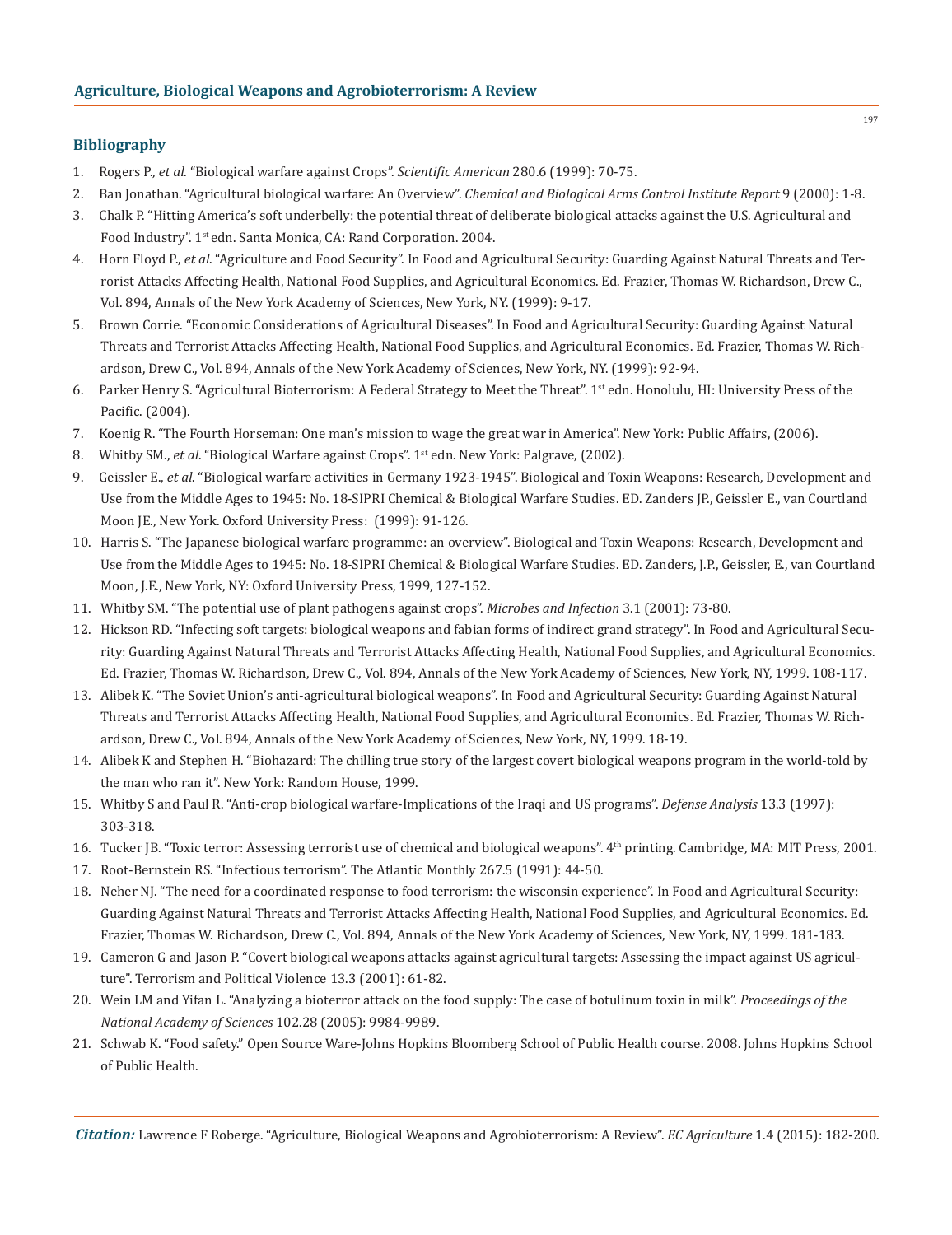## Bibliography

1. Rogers P., *et al*. "Biological warfare against Crops". *Scientific American* 280.6 (1999): 70-75.
2. Ban Jonathan. "Agricultural biological warfare: An Overview". *Chemical and Biological Arms Control Institute Report* 9 (2000): 1-8.
3. Chalk P. "Hitting America's soft underbelly: the potential threat of deliberate biological attacks against the U.S. Agricultural and Food Industry". 1st edn. Santa Monica, CA: Rand Corporation. 2004.
4. Horn Floyd P., *et al*. "Agriculture and Food Security". In Food and Agricultural Security: Guarding Against Natural Threats and Terrorist Attacks Affecting Health, National Food Supplies, and Agricultural Economics. Ed. Frazier, Thomas W. Richardson, Drew C., Vol. 894, Annals of the New York Academy of Sciences, New York, NY. (1999): 9-17.
5. Brown Corrie. "Economic Considerations of Agricultural Diseases". In Food and Agricultural Security: Guarding Against Natural Threats and Terrorist Attacks Affecting Health, National Food Supplies, and Agricultural Economics. Ed. Frazier, Thomas W. Richardson, Drew C., Vol. 894, Annals of the New York Academy of Sciences, New York, NY. (1999): 92-94.
6. Parker Henry S. "Agricultural Bioterrorism: A Federal Strategy to Meet the Threat". 1st edn. Honolulu, HI: University Press of the Pacific. (2004).
7. Koenig R. "The Fourth Horseman: One man's mission to wage the great war in America". New York: Public Affairs, (2006).
8. Whitby SM., *et al*. "Biological Warfare against Crops". 1st edn. New York: Palgrave, (2002).
9. Geissler E., *et al*. "Biological warfare activities in Germany 1923-1945". Biological and Toxin Weapons: Research, Development and Use from the Middle Ages to 1945: No. 18-SIPRI Chemical & Biological Warfare Studies. ED. Zanders JP., Geissler E., van Courtland Moon JE., New York. Oxford University Press: (1999): 91-126.
10. Harris S. "The Japanese biological warfare programme: an overview". Biological and Toxin Weapons: Research, Development and Use from the Middle Ages to 1945: No. 18-SIPRI Chemical & Biological Warfare Studies. ED. Zanders, J.P., Geissler, E., van Courtland Moon, J.E., New York, NY: Oxford University Press, 1999, 127-152.
11. Whitby SM. "The potential use of plant pathogens against crops". *Microbes and Infection* 3.1 (2001): 73-80.
12. Hickson RD. "Infecting soft targets: biological weapons and fabian forms of indirect grand strategy". In Food and Agricultural Security: Guarding Against Natural Threats and Terrorist Attacks Affecting Health, National Food Supplies, and Agricultural Economics. Ed. Frazier, Thomas W. Richardson, Drew C., Vol. 894, Annals of the New York Academy of Sciences, New York, NY, 1999. 108-117.
13. Alibek K. "The Soviet Union's anti-agricultural biological weapons". In Food and Agricultural Security: Guarding Against Natural Threats and Terrorist Attacks Affecting Health, National Food Supplies, and Agricultural Economics. Ed. Frazier, Thomas W. Richardson, Drew C., Vol. 894, Annals of the New York Academy of Sciences, New York, NY, 1999. 18-19.
14. Alibek K and Stephen H. "Biohazard: The chilling true story of the largest covert biological weapons program in the world-told by the man who ran it". New York: Random House, 1999.
15. Whitby S and Paul R. "Anti-crop biological warfare-Implications of the Iraqi and US programs". *Defense Analysis* 13.3 (1997): 303-318.
16. Tucker JB. "Toxic terror: Assessing terrorist use of chemical and biological weapons". 4th printing. Cambridge, MA: MIT Press, 2001.
17. Root-Bernstein RS. "Infectious terrorism". The Atlantic Monthly 267.5 (1991): 44-50.
18. Neher NJ. "The need for a coordinated response to food terrorism: the wisconsin experience". In Food and Agricultural Security: Guarding Against Natural Threats and Terrorist Attacks Affecting Health, National Food Supplies, and Agricultural Economics. Ed. Frazier, Thomas W. Richardson, Drew C., Vol. 894, Annals of the New York Academy of Sciences, New York, NY, 1999. 181-183.
19. Cameron G and Jason P. "Covert biological weapons attacks against agricultural targets: Assessing the impact against US agriculture". Terrorism and Political Violence 13.3 (2001): 61-82.
20. Wein LM and Yifan L. "Analyzing a bioterror attack on the food supply: The case of botulinum toxin in milk". *Proceedings of the National Academy of Sciences* 102.28 (2005): 9984-9989.
21. Schwab K. "Food safety." Open Source Ware-Johns Hopkins Bloomberg School of Public Health course. 2008. Johns Hopkins School of Public Health.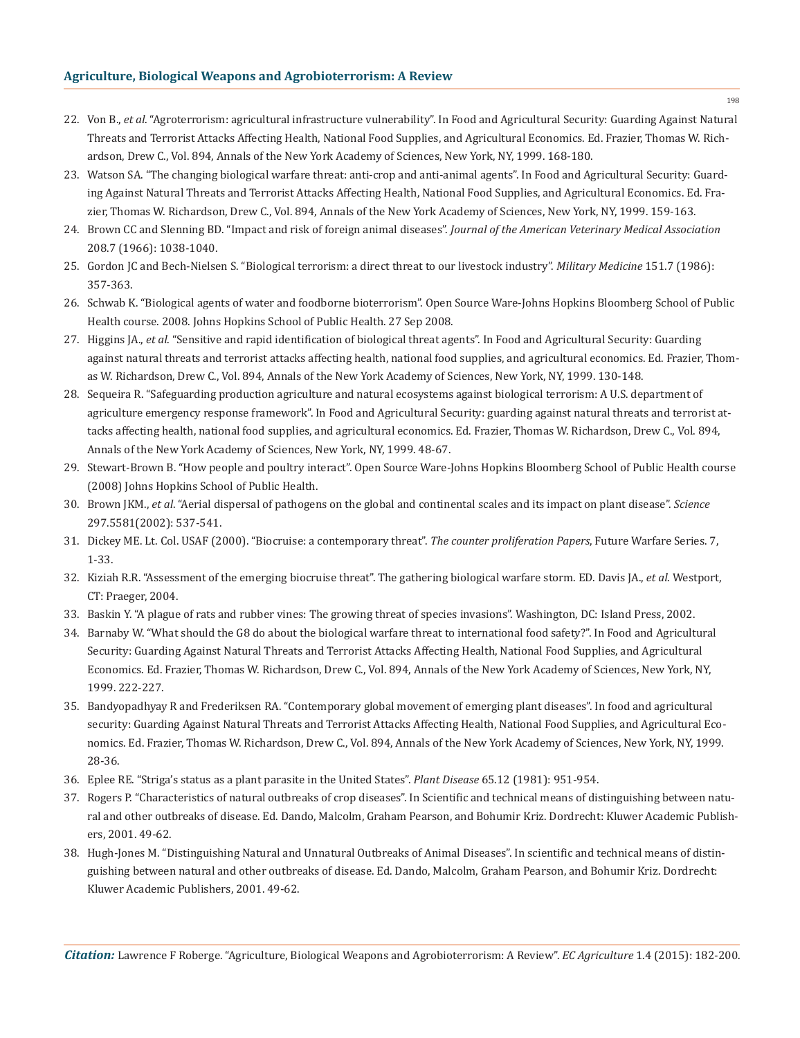22. Von B., *et al*. "Agroterrorism: agricultural infrastructure vulnerability". In Food and Agricultural Security: Guarding Against Natural Threats and Terrorist Attacks Affecting Health, National Food Supplies, and Agricultural Economics. Ed. Frazier, Thomas W. Richardson, Drew C., Vol. 894, Annals of the New York Academy of Sciences, New York, NY, 1999. 168-180.
23. Watson SA. "The changing biological warfare threat: anti-crop and anti-animal agents". In Food and Agricultural Security: Guarding Against Natural Threats and Terrorist Attacks Affecting Health, National Food Supplies, and Agricultural Economics. Ed. Frazier, Thomas W. Richardson, Drew C., Vol. 894, Annals of the New York Academy of Sciences, New York, NY, 1999. 159-163.
24. Brown CC and Slenning BD. "Impact and risk of foreign animal diseases". *Journal of the American Veterinary Medical Association* 208.7 (1966): 1038-1040.
25. Gordon JC and Bech-Nielsen S. "Biological terrorism: a direct threat to our livestock industry". *Military Medicine* 151.7 (1986): 357-363.
26. Schwab K. "Biological agents of water and foodborne bioterrorism". Open Source Ware-Johns Hopkins Bloomberg School of Public Health course. 2008. Johns Hopkins School of Public Health. 27 Sep 2008.
27. Higgins JA., *et al*. "Sensitive and rapid identification of biological threat agents". In Food and Agricultural Security: Guarding against natural threats and terrorist attacks affecting health, national food supplies, and agricultural economics. Ed. Frazier, Thomas W. Richardson, Drew C., Vol. 894, Annals of the New York Academy of Sciences, New York, NY, 1999. 130-148.
28. Sequeira R. "Safeguarding production agriculture and natural ecosystems against biological terrorism: A U.S. department of agriculture emergency response framework". In Food and Agricultural Security: guarding against natural threats and terrorist attacks affecting health, national food supplies, and agricultural economics. Ed. Frazier, Thomas W. Richardson, Drew C., Vol. 894, Annals of the New York Academy of Sciences, New York, NY, 1999. 48-67.
29. Stewart-Brown B. "How people and poultry interact". Open Source Ware-Johns Hopkins Bloomberg School of Public Health course (2008) Johns Hopkins School of Public Health.
30. Brown JKM., *et al*. "Aerial dispersal of pathogens on the global and continental scales and its impact on plant disease". *Science* 297.5581(2002): 537-541.
31. Dickey ME. Lt. Col. USAF (2000). "Biocruise: a contemporary threat". *The counter proliferation Papers*, Future Warfare Series. 7, 1-33.
32. Kiziah R.R. "Assessment of the emerging biocruise threat". The gathering biological warfare storm. ED. Davis JA., *et al*. Westport, CT: Praeger, 2004.
33. Baskin Y. "A plague of rats and rubber vines: The growing threat of species invasions". Washington, DC: Island Press, 2002.
34. Barnaby W. "What should the G8 do about the biological warfare threat to international food safety?". In Food and Agricultural Security: Guarding Against Natural Threats and Terrorist Attacks Affecting Health, National Food Supplies, and Agricultural Economics. Ed. Frazier, Thomas W. Richardson, Drew C., Vol. 894, Annals of the New York Academy of Sciences, New York, NY, 1999. 222-227.
35. Bandyopadhyay R and Frederiksen RA. "Contemporary global movement of emerging plant diseases". In food and agricultural security: Guarding Against Natural Threats and Terrorist Attacks Affecting Health, National Food Supplies, and Agricultural Economics. Ed. Frazier, Thomas W. Richardson, Drew C., Vol. 894, Annals of the New York Academy of Sciences, New York, NY, 1999. 28-36.
36. Eplee RE. "Striga's status as a plant parasite in the United States". *Plant Disease* 65.12 (1981): 951-954.
37. Rogers P. "Characteristics of natural outbreaks of crop diseases". In Scientific and technical means of distinguishing between natural and other outbreaks of disease. Ed. Dando, Malcolm, Graham Pearson, and Bohumir Kriz. Dordrecht: Kluwer Academic Publishers, 2001. 49-62.
38. Hugh-Jones M. "Distinguishing Natural and Unnatural Outbreaks of Animal Diseases". In scientific and technical means of distinguishing between natural and other outbreaks of disease. Ed. Dando, Malcolm, Graham Pearson, and Bohumir Kriz. Dordrecht: Kluwer Academic Publishers, 2001. 49-62.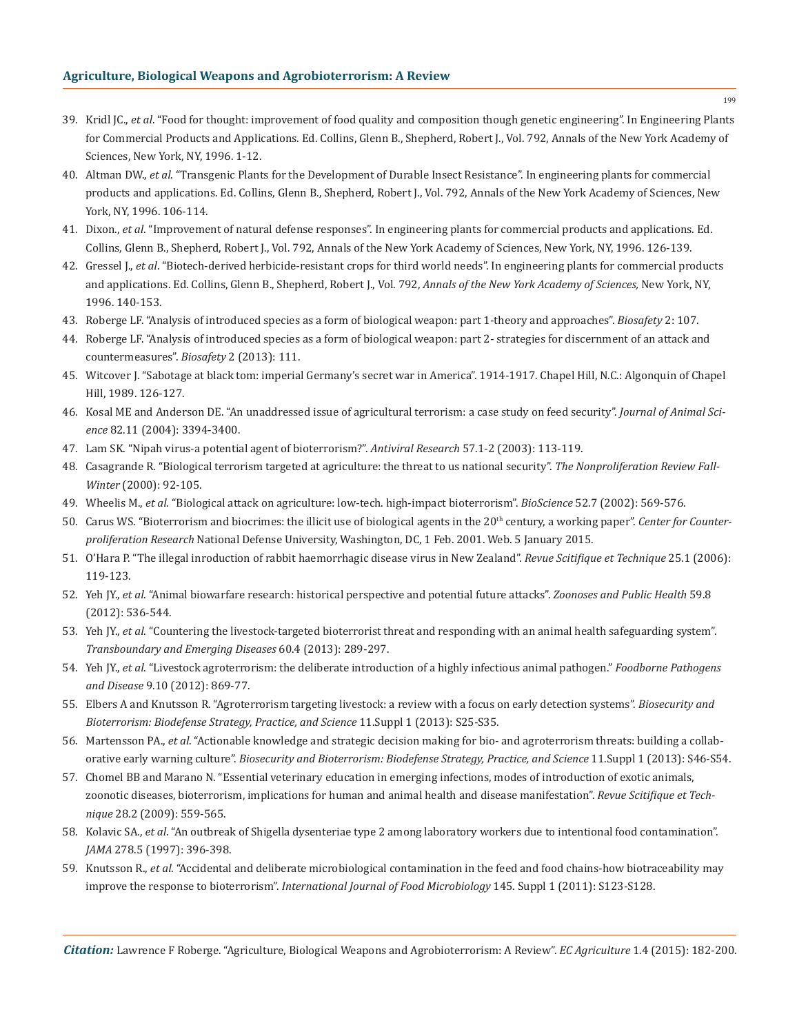39. Kridl JC., *et al*. "Food for thought: improvement of food quality and composition though genetic engineering". In Engineering Plants for Commercial Products and Applications. Ed. Collins, Glenn B., Shepherd, Robert J., Vol. 792, Annals of the New York Academy of Sciences, New York, NY, 1996. 1-12.
40. Altman DW., *et al*. "Transgenic Plants for the Development of Durable Insect Resistance". In engineering plants for commercial products and applications. Ed. Collins, Glenn B., Shepherd, Robert J., Vol. 792, Annals of the New York Academy of Sciences, New York, NY, 1996. 106-114.
41. Dixon., *et al*. "Improvement of natural defense responses". In engineering plants for commercial products and applications. Ed. Collins, Glenn B., Shepherd, Robert J., Vol. 792, Annals of the New York Academy of Sciences, New York, NY, 1996. 126-139.
42. Gressel J., *et al*. "Biotech-derived herbicide-resistant crops for third world needs". In engineering plants for commercial products and applications. Ed. Collins, Glenn B., Shepherd, Robert J., Vol. 792, *Annals of the New York Academy of Sciences,* New York, NY, 1996. 140-153.
43. Roberge LF. "Analysis of introduced species as a form of biological weapon: part 1-theory and approaches". *Biosafety* 2: 107.
44. Roberge LF. "Analysis of introduced species as a form of biological weapon: part 2- strategies for discernment of an attack and countermeasures". *Biosafety* 2 (2013): 111.
45. Witcover J. "Sabotage at black tom: imperial Germany's secret war in America". 1914-1917. Chapel Hill, N.C.: Algonquin of Chapel Hill, 1989. 126-127.
46. Kosal ME and Anderson DE. "An unaddressed issue of agricultural terrorism: a case study on feed security". *Journal of Animal Science* 82.11 (2004): 3394-3400.
47. Lam SK. "Nipah virus-a potential agent of bioterrorism?". *Antiviral Research* 57.1-2 (2003): 113-119.
48. Casagrande R. "Biological terrorism targeted at agriculture: the threat to us national security". *The Nonproliferation Review Fall-Winter* (2000): 92-105.
49. Wheelis M., *et al*. "Biological attack on agriculture: low-tech. high-impact bioterrorism". *BioScience* 52.7 (2002): 569-576.
50. Carus WS. "Bioterrorism and biocrimes: the illicit use of biological agents in the 20th century, a working paper". *Center for Counterproliferation Research* National Defense University, Washington, DC, 1 Feb. 2001. Web. 5 January 2015.
51. O'Hara P. "The illegal inroduction of rabbit haemorrhagic disease virus in New Zealand". *Revue Scitifique et Technique* 25.1 (2006): 119-123.
52. Yeh JY., *et al.* "Animal biowarfare research: historical perspective and potential future attacks". *Zoonoses and Public Health* 59.8 (2012): 536-544.
53. Yeh JY., *et al.* "Countering the livestock-targeted bioterrorist threat and responding with an animal health safeguarding system". *Transboundary and Emerging Diseases* 60.4 (2013): 289-297.
54. Yeh JY., *et al.* "Livestock agroterrorism: the deliberate introduction of a highly infectious animal pathogen." *Foodborne Pathogens and Disease* 9.10 (2012): 869-77.
55. Elbers A and Knutsson R. "Agroterrorism targeting livestock: a review with a focus on early detection systems". *Biosecurity and Bioterrorism: Biodefense Strategy, Practice, and Science* 11.Suppl 1 (2013): S25-S35.
56. Martensson PA., *et al*. "Actionable knowledge and strategic decision making for bio- and agroterrorism threats: building a collaborative early warning culture". *Biosecurity and Bioterrorism: Biodefense Strategy, Practice, and Science* 11.Suppl 1 (2013): S46-S54.
57. Chomel BB and Marano N. "Essential veterinary education in emerging infections, modes of introduction of exotic animals, zoonotic diseases, bioterrorism, implications for human and animal health and disease manifestation". *Revue Scitifique et Technique* 28.2 (2009): 559-565.
58. Kolavic SA., *et al*. "An outbreak of Shigella dysenteriae type 2 among laboratory workers due to intentional food contamination". *JAMA* 278.5 (1997): 396-398.
59. Knutsson R., *et al*. "Accidental and deliberate microbiological contamination in the feed and food chains-how biotraceability may improve the response to bioterrorism". *International Journal of Food Microbiology* 145. Suppl 1 (2011): S123-S128.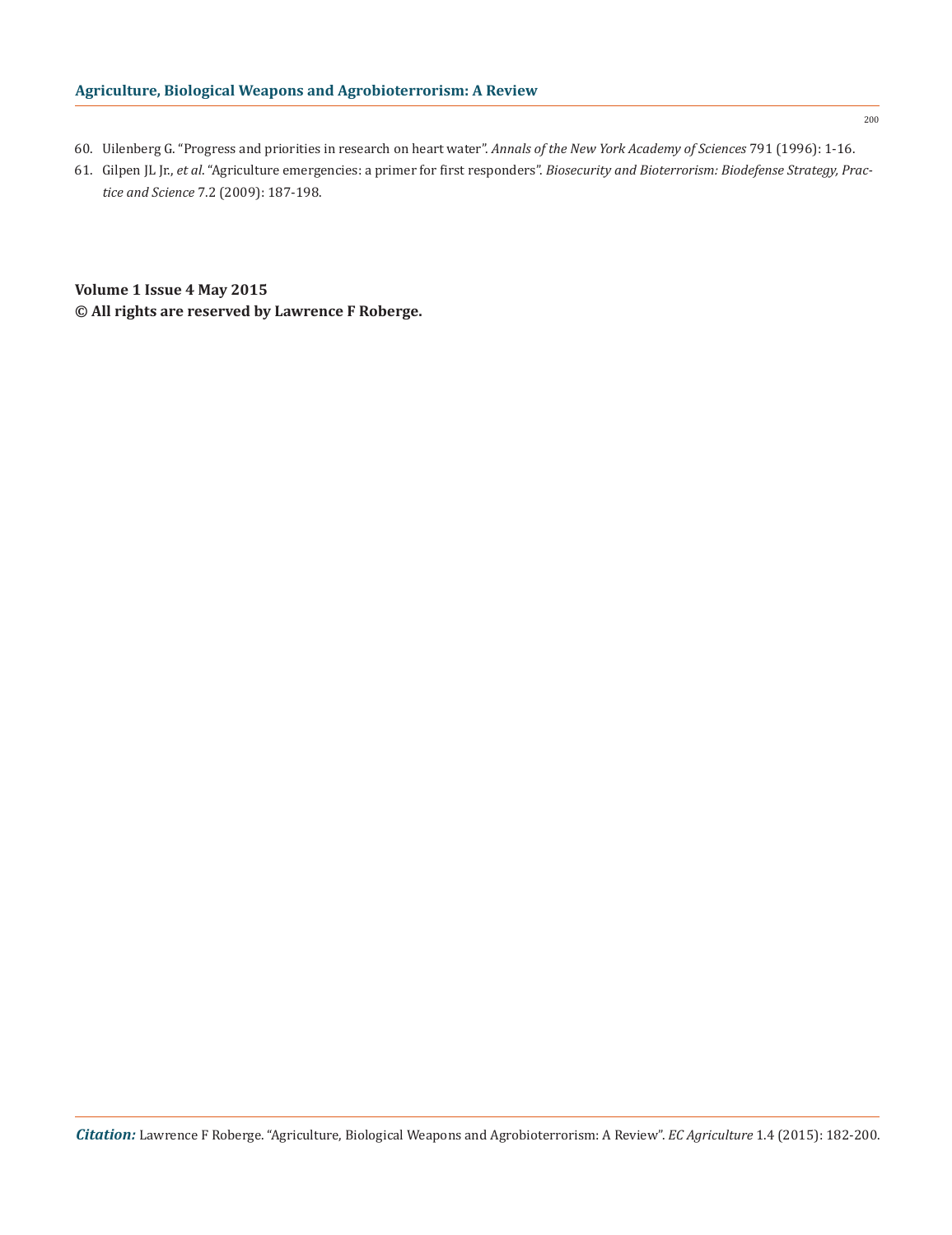60. Uilenberg G. "Progress and priorities in research on heart water". *Annals of the New York Academy of Sciences* 791 (1996): 1-16.
61. Gilpen JL Jr., *et al*. "Agriculture emergencies: a primer for first responders". *Biosecurity and Bioterrorism: Biodefense Strategy, Practice and Science* 7.2 (2009): 187-198.

**Volume 1 Issue 4 May 2015**
**© All rights are reserved by Lawrence F Roberge.**